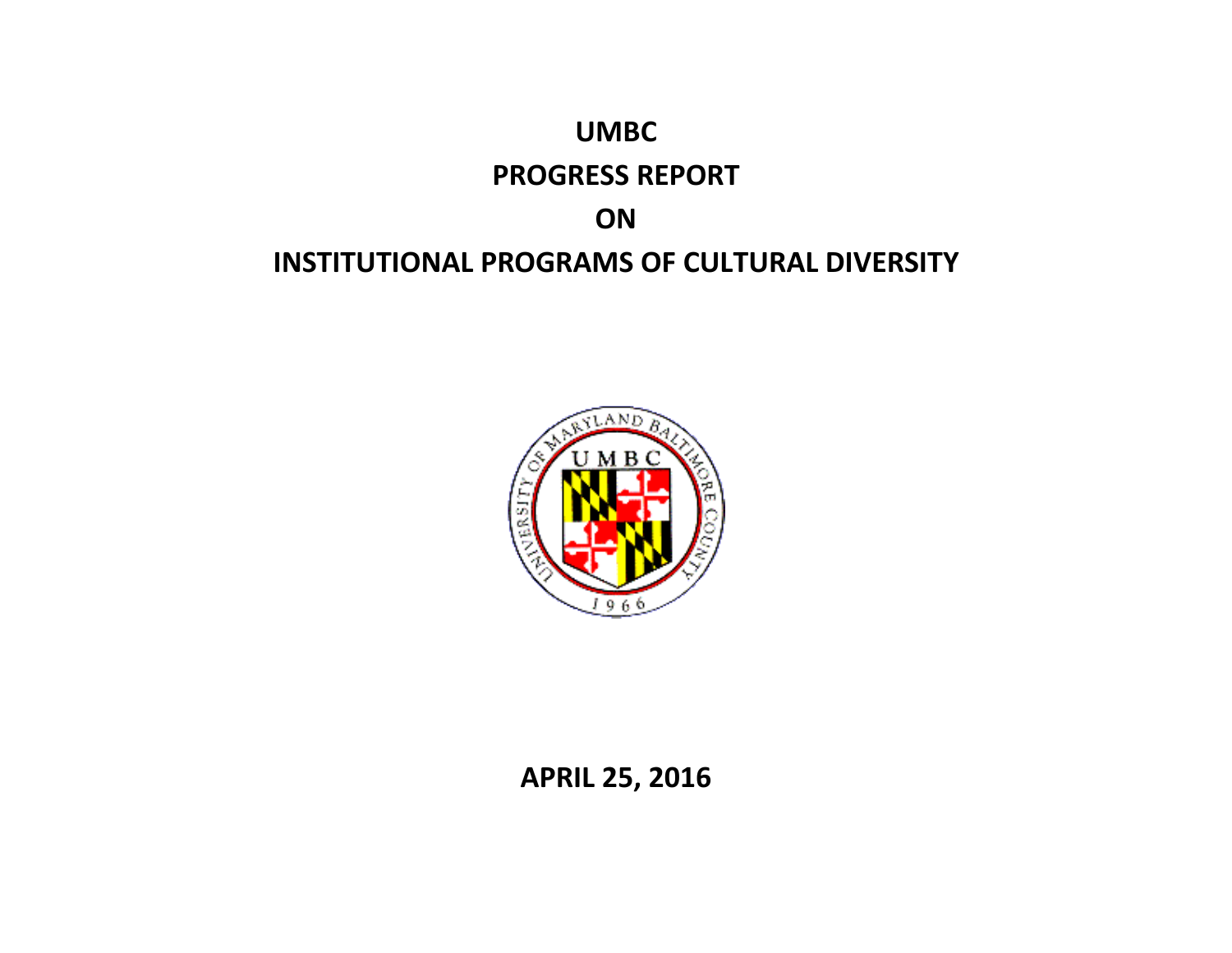# UMBC

# PROGRESS REPORT

# ON

# INSTITUTIONAL PROGRAMS OF CULTURAL DIVERSITY

**APRIL 25, 2016**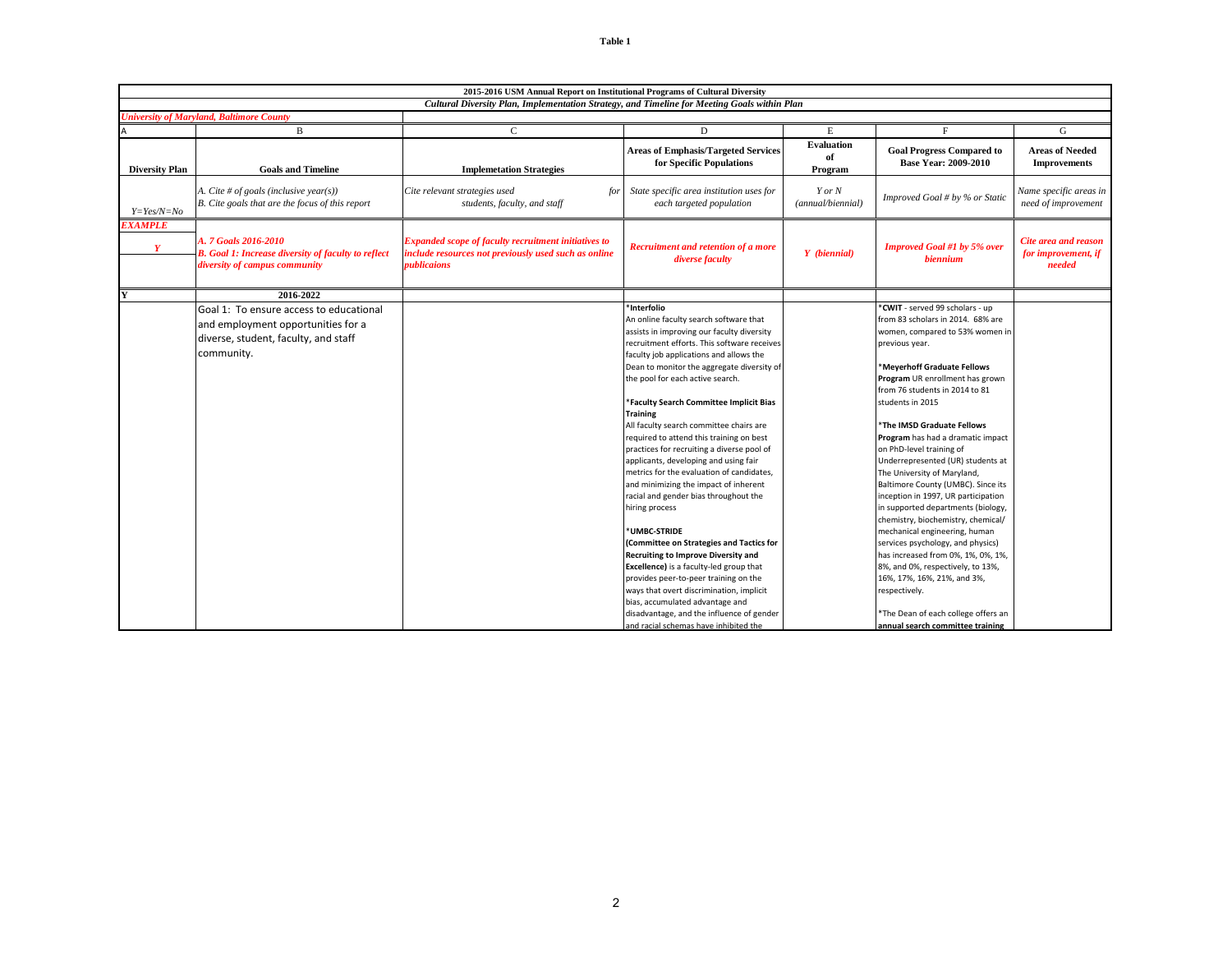**Table 1**

| 2015-2016 USM Annual Report on Institutional Programs of Cultural Diversity | | | | | | |
|---|---|---|---|---|---|---|
| *Cultural Diversity Plan, Implementation Strategy, and Timeline for Meeting Goals within Plan* | | | | | | |
| ***University of Maryland, Baltimore County*** | | | | | | |
| A | B | C | D | E | F | G |
| **Diversity Plan** | **Goals and Timeline** | **Implemetation Strategies** | **Areas of Emphasis/Targeted Services for Specific Populations** | **Evaluation of Program** | **Goal Progress Compared to Base Year: 2009-2010** | **Areas of Needed Improvements** |
| *Y=Yes/N=No* | *A. Cite # of goals (inclusive year(s))*<br>*B. Cite goals that are the focus of this report* | *Cite relevant strategies used for students, faculty, and staff* | *State specific area institution uses for each targeted population* | *Y or N (annual/biennial)* | *Improved Goal # by % or Static* | *Name specific areas in need of improvement* |
| ***EXAMPLE***<br>***Y*** | ***A. 7 Goals 2016-2010***<br>***B. Goal 1: Increase diversity of faculty to reflect diversity of campus community*** | ***Expanded scope of faculty recruitment initiatives to include resources not previously used such as online publicaions*** | ***Recruitment and retention of a more diverse faculty*** | ***Y (biennial)*** | ***Improved Goal #1 by 5% over biennium*** | ***Cite area and reason for improvement, if needed*** |
| **Y** | **2016-2022** | | | | | |
| | Goal 1: To ensure access to educational and employment opportunities for a diverse, student, faculty, and staff community. | | \***Interfolio**<br>An online faculty search software that assists in improving our faculty diversity recruitment efforts. This software receives faculty job applications and allows the Dean to monitor the aggregate diversity of the pool for each active search.<br><br>\***Faculty Search Committee Implicit Bias Training**<br>All faculty search committee chairs are required to attend this training on best practices for recruiting a diverse pool of applicants, developing and using fair metrics for the evaluation of candidates, and minimizing the impact of inherent racial and gender bias throughout the hiring process<br><br>\***UMBC-STRIDE (Committee on Strategies and Tactics for Recruiting to Improve Diversity and Excellence)** is a faculty-led group that provides peer-to-peer training on the ways that overt discrimination, implicit bias, accumulated advantage and disadvantage, and the influence of gender and racial schemas have inhibited the | | \***CWIT** - served 99 scholars - up from 83 scholars in 2014. 68% are women, compared to 53% women in previous year.<br><br>\***Meyerhoff Graduate Fellows Program** UR enrollment has grown from 76 students in 2014 to 81 students in 2015<br><br>\***The IMSD Graduate Fellows Program** has had a dramatic impact on PhD-level training of Underrepresented (UR) students at The University of Maryland, Baltimore County (UMBC). Since its inception in 1997, UR participation in supported departments (biology, chemistry, biochemistry, chemical/ mechanical engineering, human services psychology, and physics) has increased from 0%, 1%, 0%, 1%, 8%, and 0%, respectively, to 13%, 16%, 17%, 16%, 21%, and 3%, respectively.<br><br>\*The Dean of each college offers an **annual search committee training** | |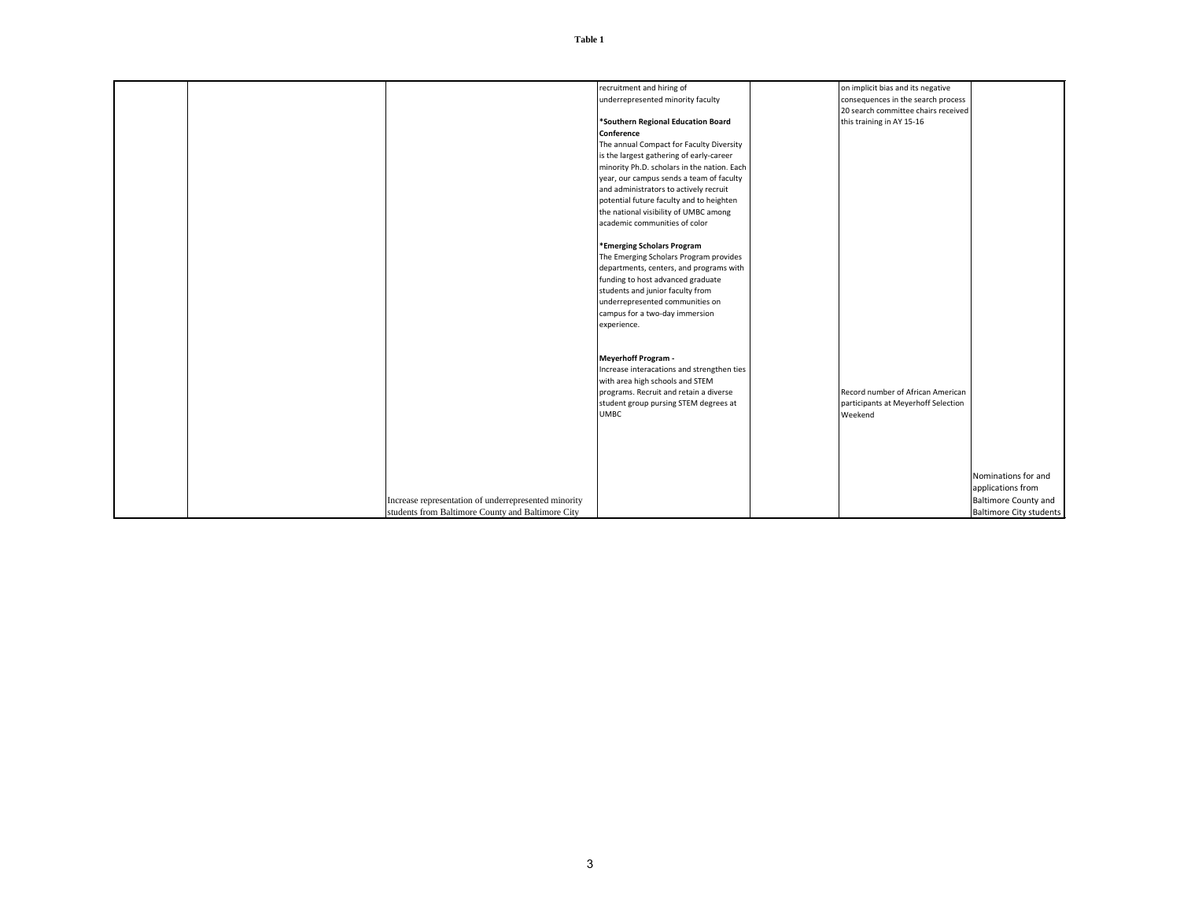**Table 1**

| | | | | | | |
|---|---|---|---|---|---|---|
| | | | recruitment and hiring of underrepresented minority faculty<br><br>***Southern Regional Education Board Conference**<br>The annual Compact for Faculty Diversity is the largest gathering of early-career minority Ph.D. scholars in the nation. Each year, our campus sends a team of faculty and administrators to actively recruit potential future faculty and to heighten the national visibility of UMBC among academic communities of color<br><br>***Emerging Scholars Program**<br>The Emerging Scholars Program provides departments, centers, and programs with funding to host advanced graduate students and junior faculty from underrepresented communities on campus for a two-day immersion experience.<br><br>**Meyerhoff Program -**<br>Increase interacations and strengthen ties with area high schools and STEM programs. Recruit and retain a diverse student group pursing STEM degrees at UMBC | | on implicit bias and its negative consequences in the search process 20 search committee chairs received this training in AY 15-16<br><br>Record number of African American participants at Meyerhoff Selection Weekend | |
| | | Increase representation of underrepresented minority students from Baltimore County and Baltimore City | | | | Nominations for and applications from Baltimore County and Baltimore City students |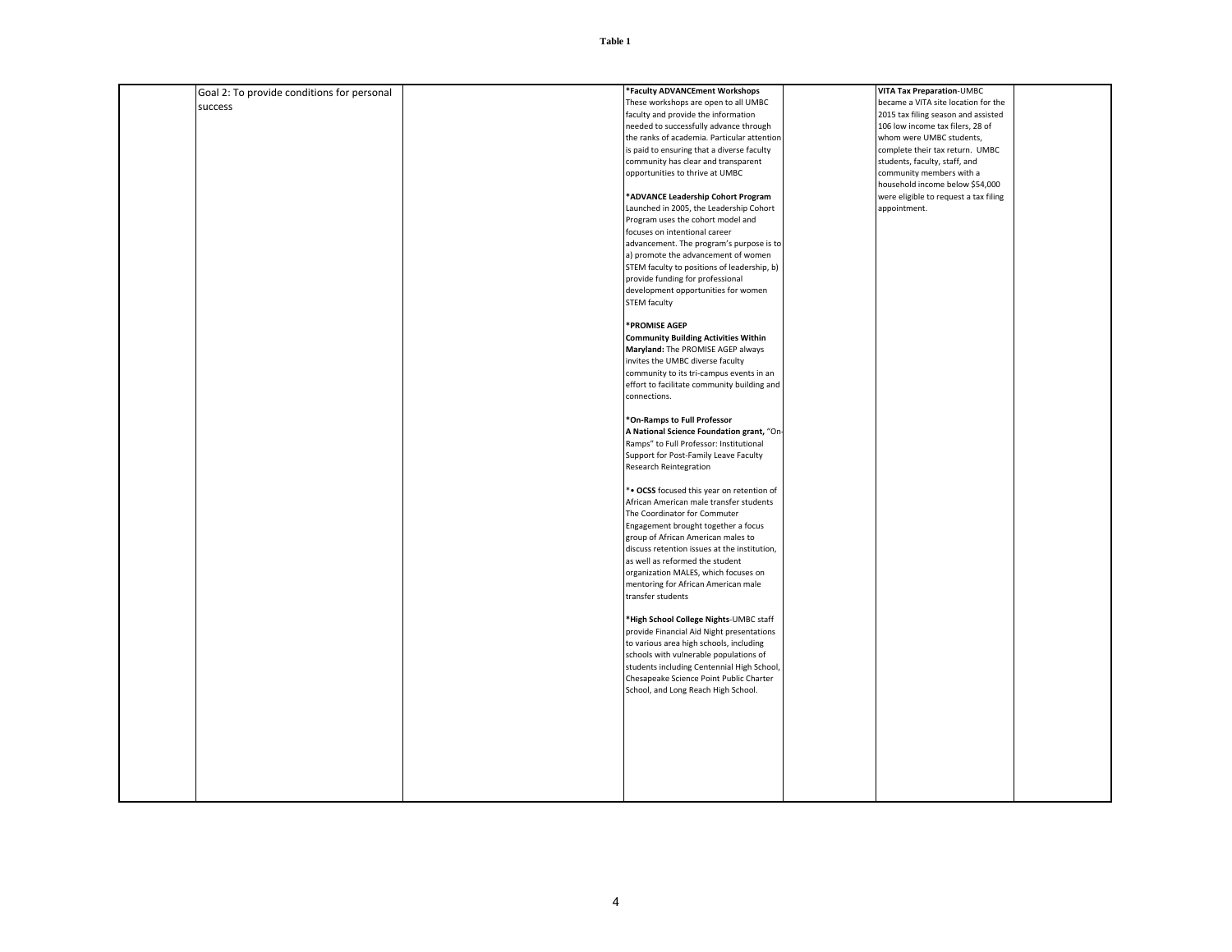**Table 1**

| | | | | | | |
|---|---|---|---|---|---|---|
| | Goal 2: To provide conditions for personal success | | ***Faculty ADVANCEment Workshops** These workshops are open to all UMBC faculty and provide the information needed to successfully advance through the ranks of academia. Particular attention is paid to ensuring that a diverse faculty community has clear and transparent opportunities to thrive at UMBC<br><br>***ADVANCE Leadership Cohort Program** Launched in 2005, the Leadership Cohort Program uses the cohort model and focuses on intentional career advancement. The program's purpose is to a) promote the advancement of women STEM faculty to positions of leadership, b) provide funding for professional development opportunities for women STEM faculty<br><br>***PROMISE AGEP**<br>**Community Building Activities Within Maryland:** The PROMISE AGEP always invites the UMBC diverse faculty community to its tri-campus events in an effort to facilitate community building and connections.<br><br>***On-Ramps to Full Professor**<br>**A National Science Foundation grant,** "On-Ramps" to Full Professor: Institutional Support for Post-Family Leave Faculty Research Reintegration<br><br>*• **OCSS** focused this year on retention of African American male transfer students The Coordinator for Commuter Engagement brought together a focus group of African American males to discuss retention issues at the institution, as well as reformed the student organization MALES, which focuses on mentoring for African American male transfer students<br><br>***High School College Nights**-UMBC staff provide Financial Aid Night presentations to various area high schools, including schools with vulnerable populations of students including Centennial High School, Chesapeake Science Point Public Charter School, and Long Reach High School. | | **VITA Tax Preparation**-UMBC became a VITA site location for the 2015 tax filing season and assisted 106 low income tax filers, 28 of whom were UMBC students, complete their tax return. UMBC students, faculty, staff, and community members with a household income below $54,000 were eligible to request a tax filing appointment. | |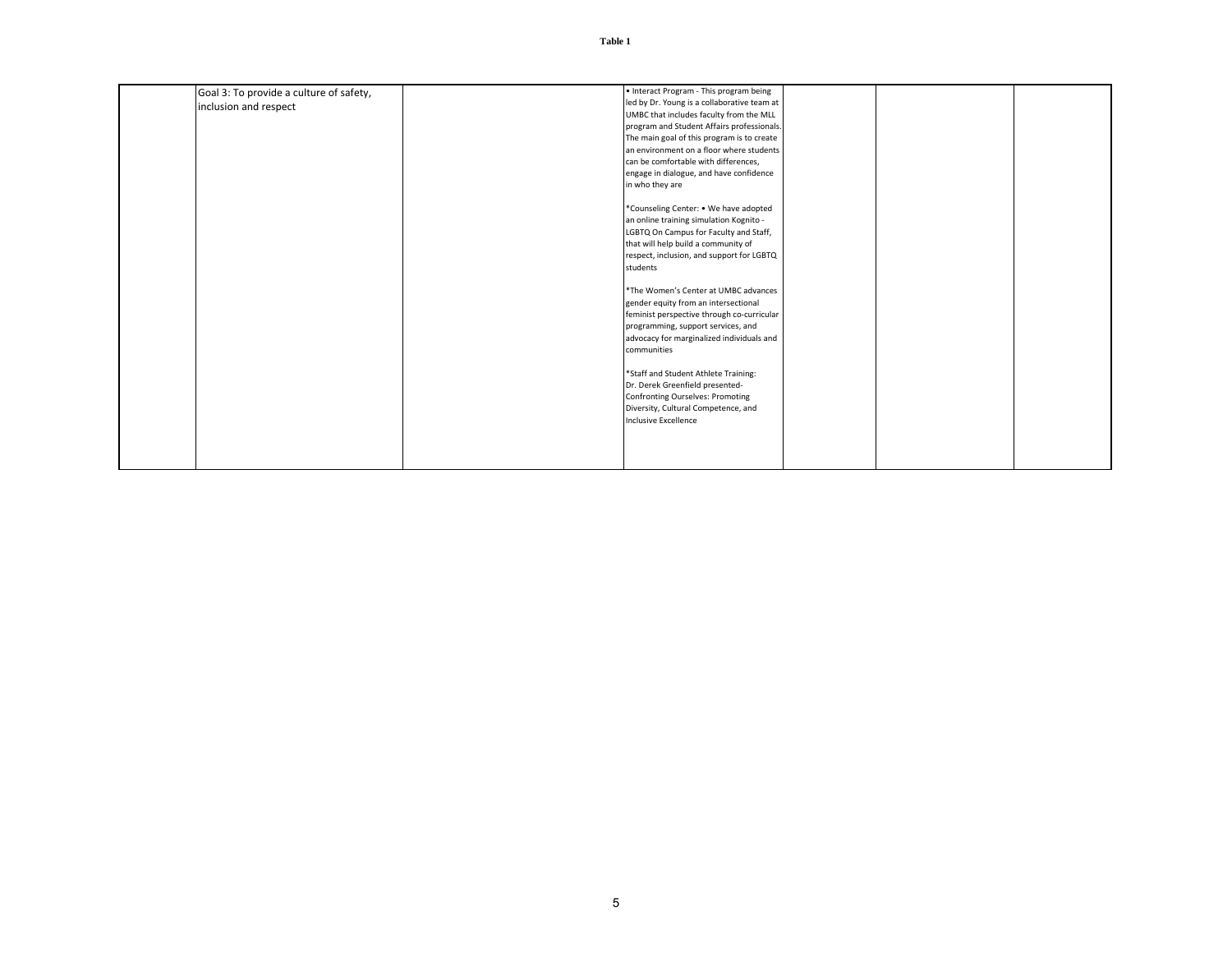**Table 1**

| | | | | | | |
|---|---|---|---|---|---|---|
| | Goal 3: To provide a culture of safety, inclusion and respect | | • Interact Program - This program being led by Dr. Young is a collaborative team at UMBC that includes faculty from the MLL program and Student Affairs professionals. The main goal of this program is to create an environment on a floor where students can be comfortable with differences, engage in dialogue, and have confidence in who they are<br><br>*Counseling Center: • We have adopted an online training simulation Kognito - LGBTQ On Campus for Faculty and Staff, that will help build a community of respect, inclusion, and support for LGBTQ students<br><br>*The Women's Center at UMBC advances gender equity from an intersectional feminist perspective through co-curricular programming, support services, and advocacy for marginalized individuals and communities<br><br>*Staff and Student Athlete Training: Dr. Derek Greenfield presented- Confronting Ourselves: Promoting Diversity, Cultural Competence, and Inclusive Excellence | | | |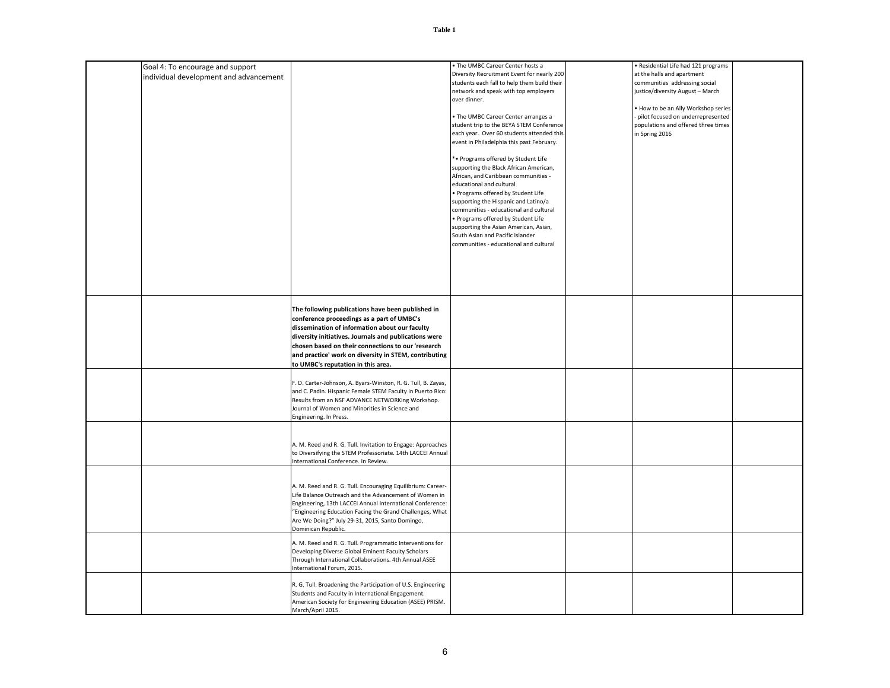**Table 1**

| | | | | | | |
|---|---|---|---|---|---|---|
| | Goal 4: To encourage and support individual development and advancement | | • The UMBC Career Center hosts a Diversity Recruitment Event for nearly 200 students each fall to help them build their network and speak with top employers over dinner.<br><br>• The UMBC Career Center arranges a student trip to the BEYA STEM Conference each year. Over 60 students attended this event in Philadelphia this past February.<br><br>*• Programs offered by Student Life supporting the Black African American, African, and Caribbean communities - educational and cultural<br>• Programs offered by Student Life supporting the Hispanic and Latino/a communities - educational and cultural<br>• Programs offered by Student Life supporting the Asian American, Asian, South Asian and Pacific Islander communities - educational and cultural | | • Residential Life had 121 programs at the halls and apartment communities addressing social justice/diversity August – March<br><br>• How to be an Ally Workshop series - pilot focused on underrepresented populations and offered three times in Spring 2016 | |
| | | **The following publications have been published in conference proceedings as a part of UMBC's dissemination of information about our faculty diversity initiatives. Journals and publications were chosen based on their connections to our 'research and practice' work on diversity in STEM, contributing to UMBC's reputation in this area.** | | | | |
| | | F. D. Carter-Johnson, A. Byars-Winston, R. G. Tull, B. Zayas, and C. Padin. Hispanic Female STEM Faculty in Puerto Rico: Results from an NSF ADVANCE NETWORKing Workshop. Journal of Women and Minorities in Science and Engineering. In Press. | | | | |
| | | A. M. Reed and R. G. Tull. Invitation to Engage: Approaches to Diversifying the STEM Professoriate. 14th LACCEI Annual International Conference. In Review. | | | | |
| | | A. M. Reed and R. G. Tull. Encouraging Equilibrium: Career-Life Balance Outreach and the Advancement of Women in Engineering, 13th LACCEI Annual International Conference: "Engineering Education Facing the Grand Challenges, What Are We Doing?" July 29-31, 2015, Santo Domingo, Dominican Republic. | | | | |
| | | A. M. Reed and R. G. Tull. Programmatic Interventions for Developing Diverse Global Eminent Faculty Scholars Through International Collaborations. 4th Annual ASEE International Forum, 2015. | | | | |
| | | R. G. Tull. Broadening the Participation of U.S. Engineering Students and Faculty in International Engagement. American Society for Engineering Education (ASEE) PRISM. March/April 2015. | | | | |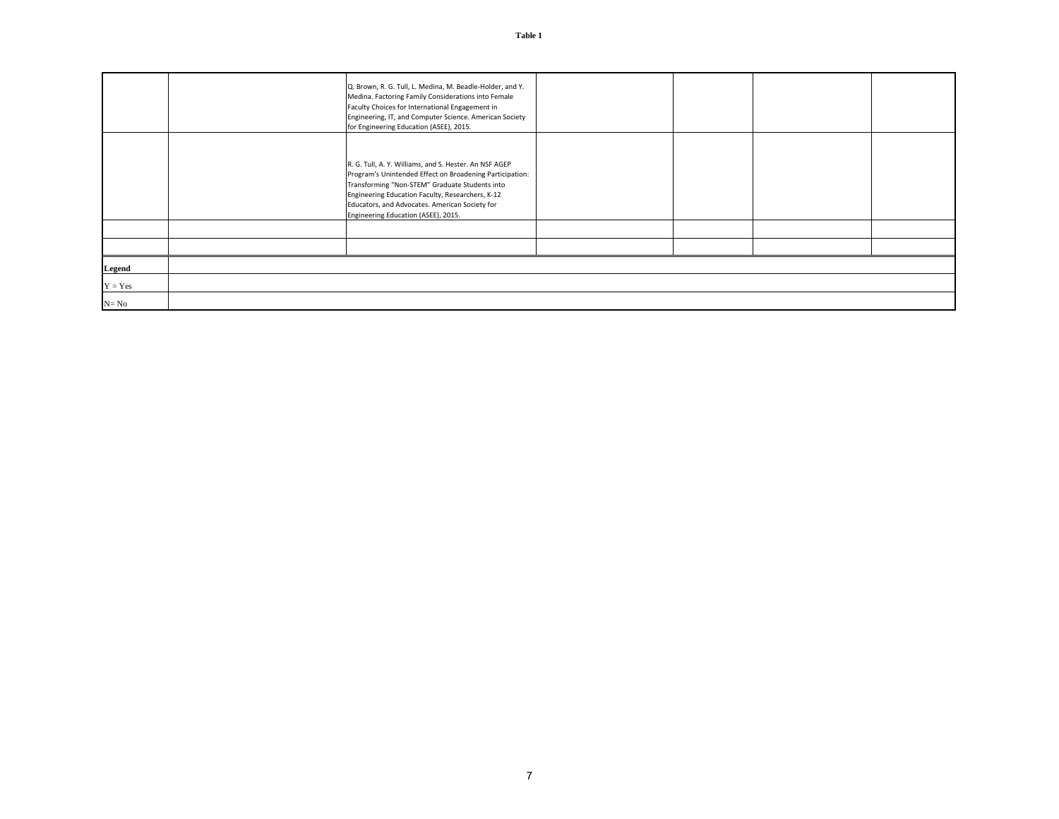**Table 1**

| | | | | | | |
|---|---|---|---|---|---|---|
| | | Q. Brown, R. G. Tull, L. Medina, M. Beadle-Holder, and Y. Medina. Factoring Family Considerations into Female Faculty Choices for International Engagement in Engineering, IT, and Computer Science. American Society for Engineering Education (ASEE), 2015. | | | | |
| | | R. G. Tull, A. Y. Williams, and S. Hester. An NSF AGEP Program's Unintended Effect on Broadening Participation: Transforming "Non-STEM" Graduate Students into Engineering Education Faculty, Researchers, K-12 Educators, and Advocates. American Society for Engineering Education (ASEE), 2015. | | | | |
| | | | | | | |
| | | | | | | |
| **Legend** | | | | | | |
| Y = Yes | | | | | | |
| N= No | | | | | | |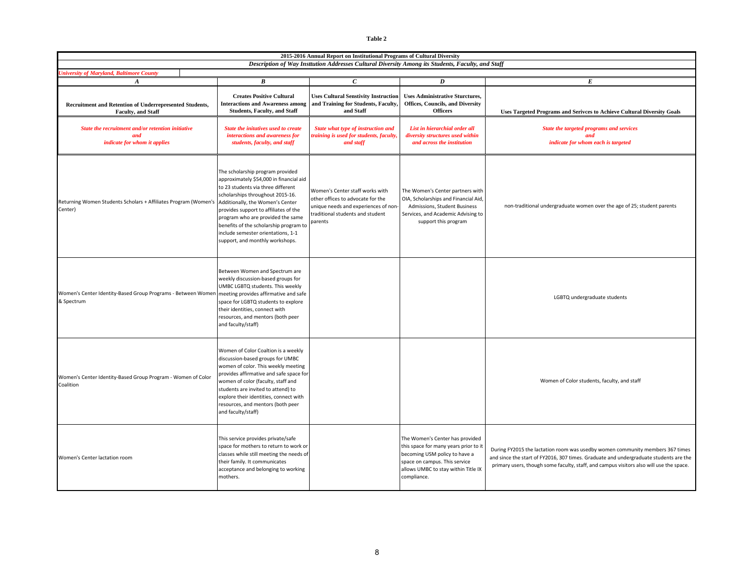**Table 2**

| 2015-2016 Annual Report on Institutional Programs of Cultural Diversity | | | | |
|---|---|---|---|---|
| *Description of Way Institution Addresses Cultural Diversity Among its Students, Faculty, and Staff* | | | | |
| *University of Maryland, Baltimore County* | | | | |
| ***A*** | ***B*** | ***C*** | ***D*** | ***E*** |
| **Recruitment and Retention of Underrepresented Students, Faculty, and Staff** | **Creates Positive Cultural Interactions and Awareness among Students, Faculty, and Staff** | **Uses Cultural Senstivity Instruction and Training for Students, Faculty, and Staff** | **Uses Administrative Sturctures, Offices, Councils, and Diversity Officers** | **Uses Targeted Programs and Serivces to Achieve Cultural Diversity Goals** |
| *State the recruitment and/or retention initiative and indicate for whom it applies* | *State the initatives used to create interactions and awareness for students, faculty, and staff* | *State what type of instruction and training is used for students, faculty, and staff* | *List in hierarchial order all diversity structures used within and across the institution* | *State the targeted programs and services and indicate for whom each is targeted* |
| Returning Women Students Scholars + Affiliates Program (Women's Center) | The scholarship program provided approximately $54,000 in financial aid to 23 students via three different scholarships throughout 2015-16. Additionally, the Women's Center provides support to affiliates of the program who are provided the same benefits of the scholarship program to include semester orientations, 1-1 support, and monthly workshops. | Women's Center staff works with other offices to advocate for the unique needs and experiences of non-traditional students and student parents | The Women's Center partners with OIA, Scholarships and Financial Aid, Admissions, Student Business Services, and Academic Advising to support this program | non-traditional undergraduate women over the age of 25; student parents |
| Women's Center Identity-Based Group Programs - Between Women & Spectrum | Between Women and Spectrum are weekly discussion-based groups for UMBC LGBTQ students. This weekly meeting provides affirmative and safe space for LGBTQ students to explore their identities, connect with resources, and mentors (both peer and faculty/staff) | | | LGBTQ undergraduate students |
| Women's Center Identity-Based Group Program - Women of Color Coalition | Women of Color Coaltion is a weekly discussion-based groups for UMBC women of color. This weekly meeting provides affirmative and safe space for women of color (faculty, staff and students are invited to attend) to explore their identities, connect with resources, and mentors (both peer and faculty/staff) | | | Women of Color students, faculty, and staff |
| Women's Center lactation room | This service provides private/safe space for mothers to return to work or classes while still meeting the needs of their family. It communicates acceptance and belonging to working mothers. | | The Women's Center has provided this space for many years prior to it becoming USM policy to have a space on campus. This service allows UMBC to stay within Title IX compliance. | During FY2015 the lactation room was usedby women community members 367 times and since the start of FY2016, 307 times. Graduate and undergraduate students are the primary users, though some faculty, staff, and campus visitors also will use the space. |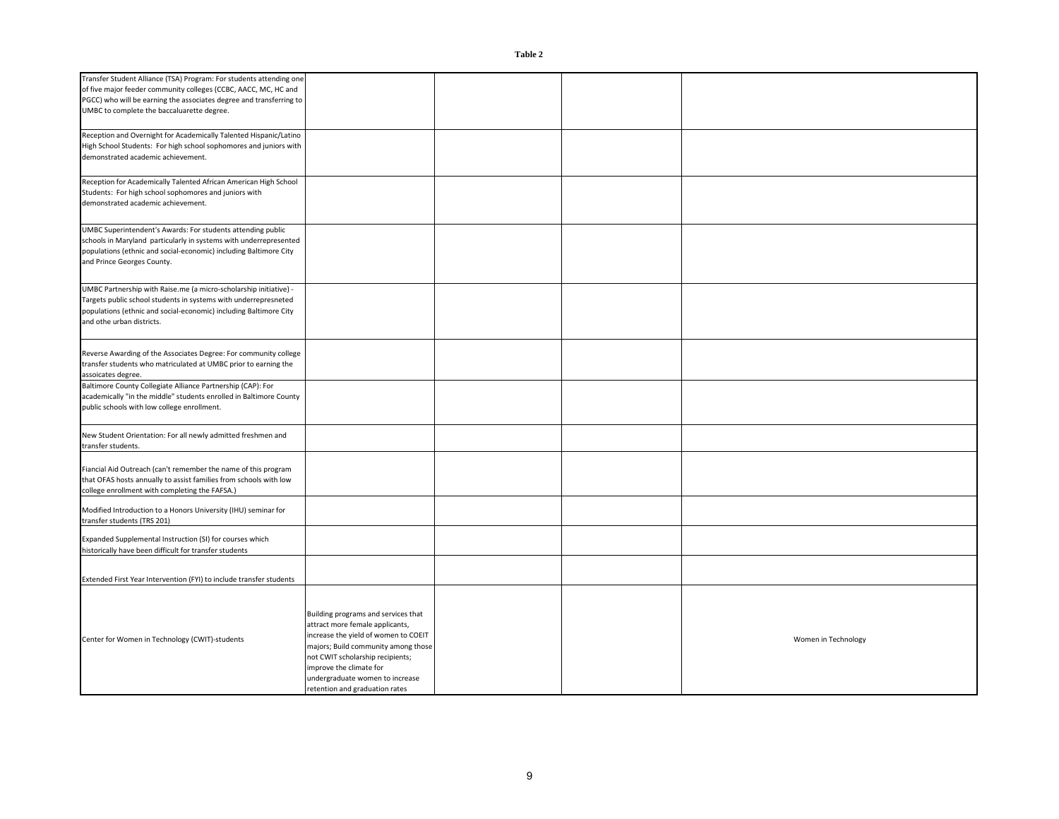**Table 2**

| | | | | |
|---|---|---|---|---|
| Transfer Student Alliance (TSA) Program: For students attending one of five major feeder community colleges (CCBC, AACC, MC, HC and PGCC) who will be earning the associates degree and transferring to UMBC to complete the baccaluarette degree. | | | | |
| Reception and Overnight for Academically Talented Hispanic/Latino High School Students: For high school sophomores and juniors with demonstrated academic achievement. | | | | |
| Reception for Academically Talented African American High School Students: For high school sophomores and juniors with demonstrated academic achievement. | | | | |
| UMBC Superintendent's Awards: For students attending public schools in Maryland particularly in systems with underrepresented populations (ethnic and social-economic) including Baltimore City and Prince Georges County. | | | | |
| UMBC Partnership with Raise.me (a micro-scholarship initiative) - Targets public school students in systems with underrepresneted populations (ethnic and social-economic) including Baltimore City and othe urban districts. | | | | |
| Reverse Awarding of the Associates Degree: For community college transfer students who matriculated at UMBC prior to earning the assoicates degree. | | | | |
| Baltimore County Collegiate Alliance Partnership (CAP): For academically "in the middle" students enrolled in Baltimore County public schools with low college enrollment. | | | | |
| New Student Orientation: For all newly admitted freshmen and transfer students. | | | | |
| Fiancial Aid Outreach (can't remember the name of this program that OFAS hosts annually to assist families from schools with low college enrollment with completing the FAFSA.) | | | | |
| Modified Introduction to a Honors University (IHU) seminar for transfer students (TRS 201) | | | | |
| Expanded Supplemental Instruction (SI) for courses which historically have been difficult for transfer students | | | | |
| Extended First Year Intervention (FYI) to include transfer students | | | | |
| Center for Women in Technology (CWIT)-students | Building programs and services that attract more female applicants, increase the yield of women to COEIT majors; Build community among those not CWIT scholarship recipients; improve the climate for undergraduate women to increase retention and graduation rates | | | Women in Technology |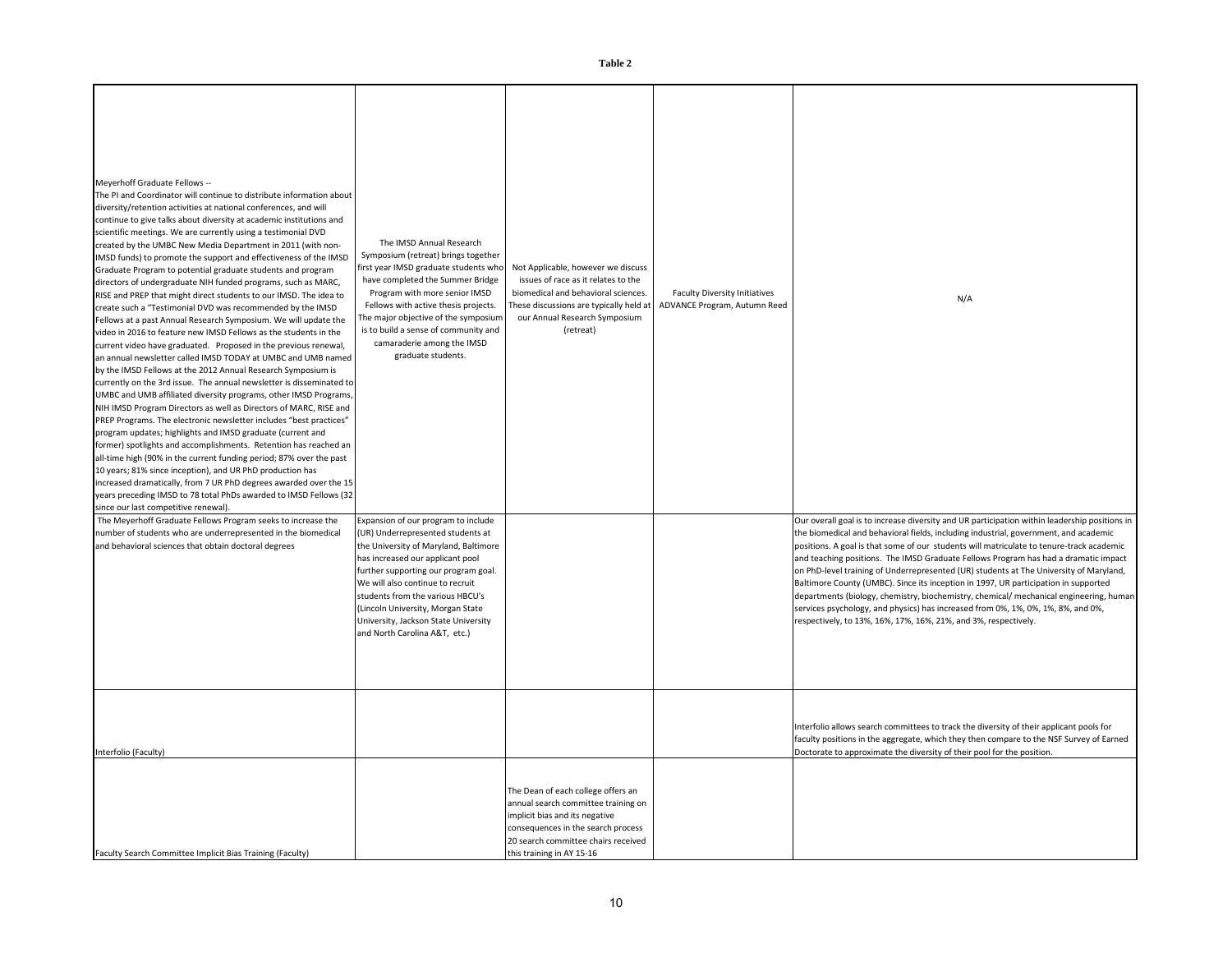**Table 2**

| | | | | |
|---|---|---|---|---|
| Meyerhoff Graduate Fellows -- The PI and Coordinator will continue to distribute information about diversity/retention activities at national conferences, and will continue to give talks about diversity at academic institutions and scientific meetings. We are currently using a testimonial DVD created by the UMBC New Media Department in 2011 (with non-IMSD funds) to promote the support and effectiveness of the IMSD Graduate Program to potential graduate students and program directors of undergraduate NIH funded programs, such as MARC, RISE and PREP that might direct students to our IMSD. The idea to create such a "Testimonial DVD was recommended by the IMSD Fellows at a past Annual Research Symposium. We will update the video in 2016 to feature new IMSD Fellows as the students in the current video have graduated. Proposed in the previous renewal, an annual newsletter called IMSD TODAY at UMBC and UMB named by the IMSD Fellows at the 2012 Annual Research Symposium is currently on the 3rd issue. The annual newsletter is disseminated to UMBC and UMB affiliated diversity programs, other IMSD Programs, NIH IMSD Program Directors as well as Directors of MARC, RISE and PREP Programs. The electronic newsletter includes "best practices" program updates; highlights and IMSD graduate (current and former) spotlights and accomplishments. Retention has reached an all-time high (90% in the current funding period; 87% over the past 10 years; 81% since inception), and UR PhD production has increased dramatically, from 7 UR PhD degrees awarded over the 15 years preceding IMSD to 78 total PhDs awarded to IMSD Fellows (32 since our last competitive renewal). | The IMSD Annual Research Symposium (retreat) brings together first year IMSD graduate students who have completed the Summer Bridge Program with more senior IMSD Fellows with active thesis projects. The major objective of the symposium is to build a sense of community and camaraderie among the IMSD graduate students. | Not Applicable, however we discuss issues of race as it relates to the biomedical and behavioral sciences. These discussions are typically held at our Annual Research Symposium (retreat) | Faculty Diversity Initiatives ADVANCE Program, Autumn Reed | N/A |
| The Meyerhoff Graduate Fellows Program seeks to increase the number of students who are underrepresented in the biomedical and behavioral sciences that obtain doctoral degrees | Expansion of our program to include (UR) Underrepresented students at the University of Maryland, Baltimore has increased our applicant pool further supporting our program goal. We will also continue to recruit students from the various HBCU's (Lincoln University, Morgan State University, Jackson State University and North Carolina A&T, etc.) | | | Our overall goal is to increase diversity and UR participation within leadership positions in the biomedical and behavioral fields, including industrial, government, and academic positions. A goal is that some of our students will matriculate to tenure-track academic and teaching positions. The IMSD Graduate Fellows Program has had a dramatic impact on PhD-level training of Underrepresented (UR) students at The University of Maryland, Baltimore County (UMBC). Since its inception in 1997, UR participation in supported departments (biology, chemistry, biochemistry, chemical/ mechanical engineering, human services psychology, and physics) has increased from 0%, 1%, 0%, 1%, 8%, and 0%, respectively, to 13%, 16%, 17%, 16%, 21%, and 3%, respectively. |
| Interfolio (Faculty) | | | | Interfolio allows search committees to track the diversity of their applicant pools for faculty positions in the aggregate, which they then compare to the NSF Survey of Earned Doctorate to approximate the diversity of their pool for the position. |
| Faculty Search Committee Implicit Bias Training (Faculty) | | The Dean of each college offers an annual search committee training on implicit bias and its negative consequences in the search process 20 search committee chairs received this training in AY 15-16 | | |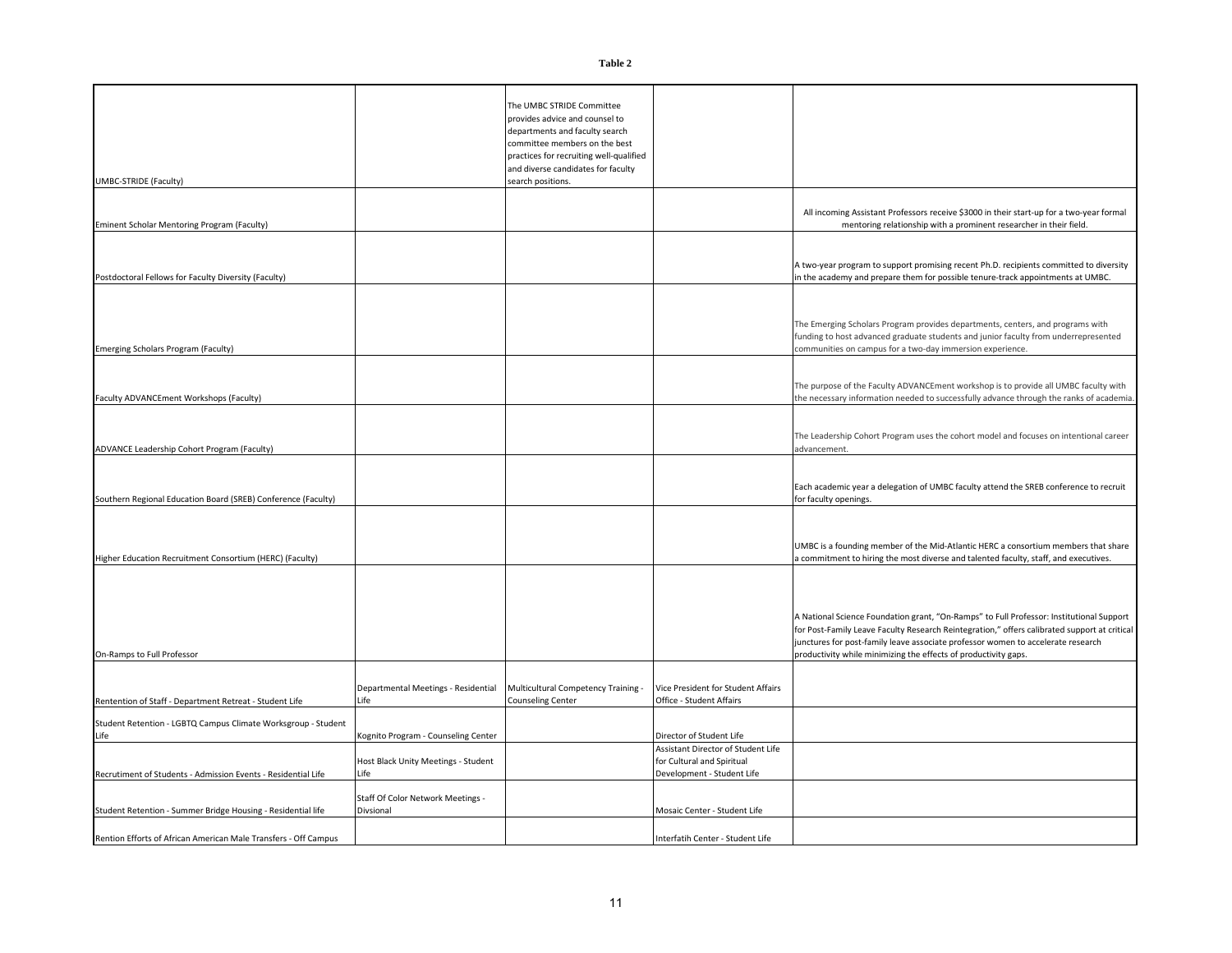**Table 2**

| | | | | |
|---|---|---|---|---|
| UMBC-STRIDE (Faculty) | | The UMBC STRIDE Committee provides advice and counsel to departments and faculty search committee members on the best practices for recruiting well-qualified and diverse candidates for faculty search positions. | | |
| Eminent Scholar Mentoring Program (Faculty) | | | | All incoming Assistant Professors receive $3000 in their start-up for a two-year formal mentoring relationship with a prominent researcher in their field. |
| Postdoctoral Fellows for Faculty Diversity (Faculty) | | | | A two-year program to support promising recent Ph.D. recipients committed to diversity in the academy and prepare them for possible tenure-track appointments at UMBC. |
| Emerging Scholars Program (Faculty) | | | | The Emerging Scholars Program provides departments, centers, and programs with funding to host advanced graduate students and junior faculty from underrepresented communities on campus for a two-day immersion experience. |
| Faculty ADVANCEment Workshops (Faculty) | | | | The purpose of the Faculty ADVANCEment workshop is to provide all UMBC faculty with the necessary information needed to successfully advance through the ranks of academia. |
| ADVANCE Leadership Cohort Program (Faculty) | | | | The Leadership Cohort Program uses the cohort model and focuses on intentional career advancement. |
| Southern Regional Education Board (SREB) Conference (Faculty) | | | | Each academic year a delegation of UMBC faculty attend the SREB conference to recruit for faculty openings. |
| Higher Education Recruitment Consortium (HERC) (Faculty) | | | | UMBC is a founding member of the Mid-Atlantic HERC a consortium members that share a commitment to hiring the most diverse and talented faculty, staff, and executives. |
| On-Ramps to Full Professor | | | | A National Science Foundation grant, "On-Ramps" to Full Professor: Institutional Support for Post-Family Leave Faculty Research Reintegration," offers calibrated support at critical junctures for post-family leave associate professor women to accelerate research productivity while minimizing the effects of productivity gaps. |
| Rentention of Staff - Department Retreat - Student Life | Departmental Meetings - Residential Life | Multicultural Competency Training - Counseling Center | Vice President for Student Affairs Office - Student Affairs | |
| Student Retention - LGBTQ Campus Climate Worksgroup - Student Life | Kognito Program - Counseling Center | | Director of Student Life | |
| Recrutiment of Students - Admission Events - Residential Life | Host Black Unity Meetings - Student Life | | Assistant Director of Student Life for Cultural and Spiritual Development - Student Life | |
| Student Retention - Summer Bridge Housing - Residential life | Staff Of Color Network Meetings - Divsional | | Mosaic Center - Student Life | |
| Rention Efforts of African American Male Transfers - Off Campus | | | Interfatih Center - Student Life | |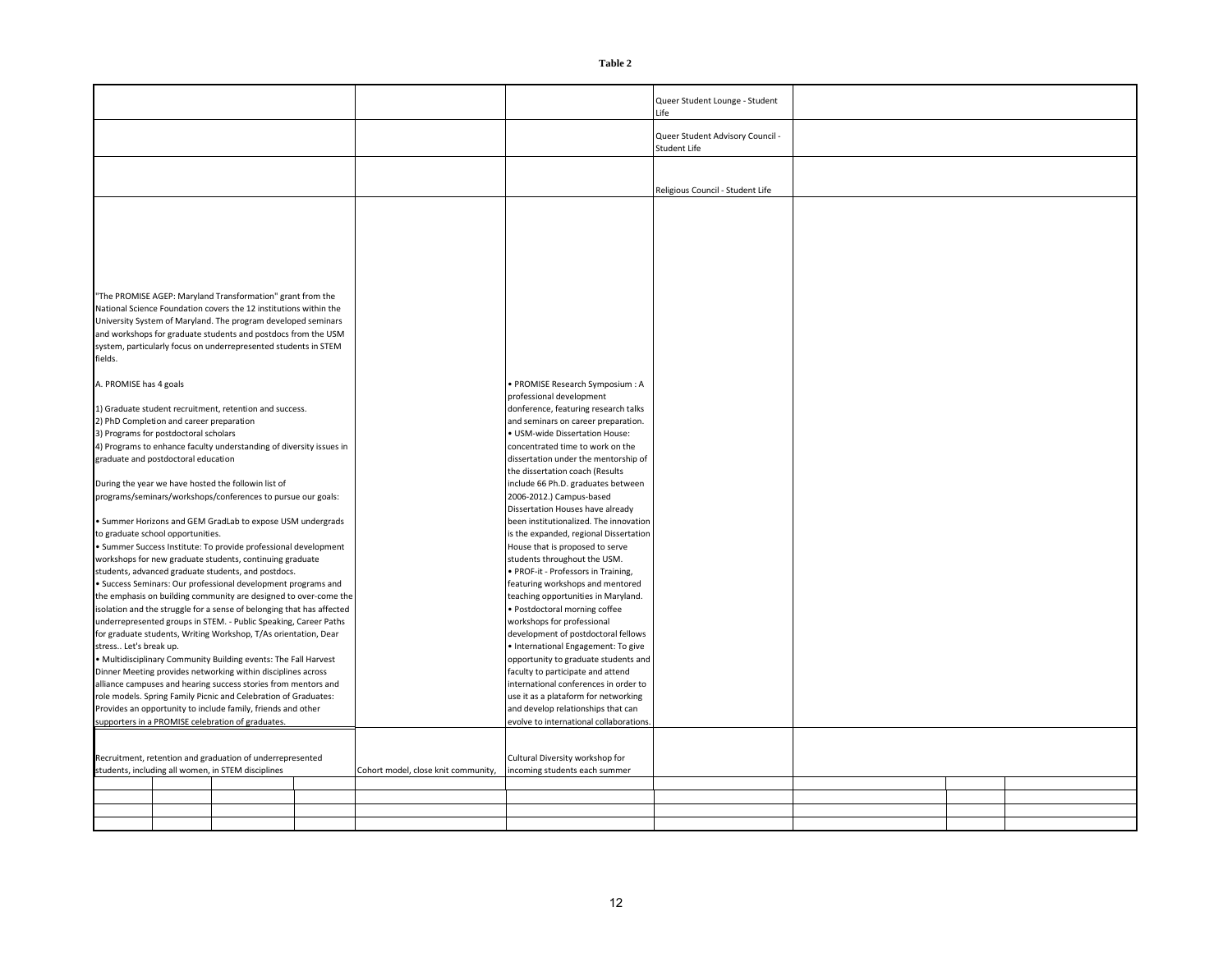**Table 2**

| | | | | |
|---|---|---|---|---|
| | | | Queer Student Lounge - Student Life | |
| | | | Queer Student Advisory Council - Student Life | |
| | | | Religious Council - Student Life | |
| "The PROMISE AGEP: Maryland Transformation" grant from the National Science Foundation covers the 12 institutions within the University System of Maryland. The program developed seminars and workshops for graduate students and postdocs from the USM system, particularly focus on underrepresented students in STEM fields.<br><br>A. PROMISE has 4 goals<br><br>1) Graduate student recruitment, retention and success.<br>2) PhD Completion and career preparation<br>3) Programs for postdoctoral scholars<br>4) Programs to enhance faculty understanding of diversity issues in graduate and postdoctoral education<br><br>During the year we have hosted the followin list of programs/seminars/workshops/conferences to pursue our goals:<br><br>• Summer Horizons and GEM GradLab to expose USM undergrads to graduate school opportunities.<br>• Summer Success Institute: To provide professional development workshops for new graduate students, continuing graduate students, advanced graduate students, and postdocs.<br>• Success Seminars: Our professional development programs and the emphasis on building community are designed to over-come the isolation and the struggle for a sense of belonging that has affected underrepresented groups in STEM. - Public Speaking, Career Paths for graduate students, Writing Workshop, T/As orientation, Dear stress.. Let's break up.<br>• Multidisciplinary Community Building events: The Fall Harvest Dinner Meeting provides networking within disciplines across alliance campuses and hearing success stories from mentors and role models. Spring Family Picnic and Celebration of Graduates: Provides an opportunity to include family, friends and other supporters in a PROMISE celebration of graduates. | | • PROMISE Research Symposium : A professional development donference, featuring research talks and seminars on career preparation.<br>• USM-wide Dissertation House: concentrated time to work on the dissertation under the mentorship of the dissertation coach (Results include 66 Ph.D. graduates between 2006-2012.) Campus-based Dissertation Houses have already been institutionalized. The innovation is the expanded, regional Dissertation House that is proposed to serve students throughout the USM.<br>• PROF-it - Professors in Training, featuring workshops and mentored teaching opportunities in Maryland.<br>• Postdoctoral morning coffee workshops for professional development of postdoctoral fellows<br>• International Engagement: To give opportunity to graduate students and faculty to participate and attend international conferences in order to use it as a plataform for networking and develop relationships that can evolve to international collaborations. | | |
| Recruitment, retention and graduation of underrepresented students, including all women, in STEM disciplines | Cohort model, close knit community, | Cultural Diversity workshop for incoming students each summer | | |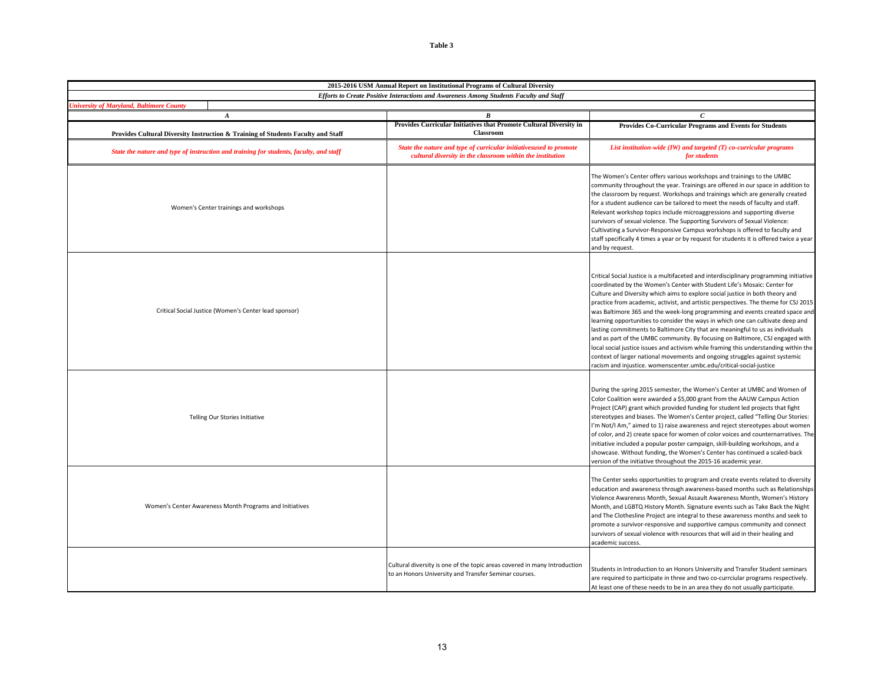**Table 3**

| 2015-2016 USM Annual Report on Institutional Programs of Cultural Diversity | | |
|---|---|---|
| *Efforts to Create Positive Interactions and Awareness Among Students Faculty and Staff* | | |
| *University of Maryland, Baltimore County* | | |
| *A* | *B* | *C* |
| **Provides Cultural Diversity Instruction & Training of Students Faculty and Staff** | **Provides Curricular Initiatives that Promote Cultural Diversity in Classroom** | **Provides Co-Curricular Programs and Events for Students** |
| *State the nature and type of instruction and training for students, faculty, and staff* | *State the nature and type of curricular initiativesused to promote cultural diversity in the classroom within the institution* | *List institution-wide (IW) and targeted (T) co-curricular programs for students* |
| Women's Center trainings and workshops | | The Women's Center offers various workshops and trainings to the UMBC community throughout the year. Trainings are offered in our space in addition to the classroom by request. Workshops and trainings which are generally created for a student audience can be tailored to meet the needs of faculty and staff. Relevant workshop topics include microaggressions and supporting diverse survivors of sexual violence. The Supporting Survivors of Sexual Violence: Cultivating a Survivor-Responsive Campus workshops is offered to faculty and staff specifically 4 times a year or by request for students it is offered twice a year and by request. |
| Critical Social Justice (Women's Center lead sponsor) | | Critical Social Justice is a multifaceted and interdisciplinary programming initiative coordinated by the Women's Center with Student Life's Mosaic: Center for Culture and Diversity which aims to explore social justice in both theory and practice from academic, activist, and artistic perspectives. The theme for CSJ 2015 was Baltimore 365 and the week-long programming and events created space and learning opportunities to consider the ways in which one can cultivate deep and lasting commitments to Baltimore City that are meaningful to us as individuals and as part of the UMBC community. By focusing on Baltimore, CSJ engaged with local social justice issues and activism while framing this understanding within the context of larger national movements and ongoing struggles against systemic racism and injustice. womenscenter.umbc.edu/critical-social-justice |
| Telling Our Stories Initiative | | During the spring 2015 semester, the Women's Center at UMBC and Women of Color Coalition were awarded a $5,000 grant from the AAUW Campus Action Project (CAP) grant which provided funding for student led projects that fight stereotypes and biases. The Women's Center project, called "Telling Our Stories: I'm Not/I Am," aimed to 1) raise awareness and reject stereotypes about women of color, and 2) create space for women of color voices and counternarratives. The initiative included a popular poster campaign, skill-building workshops, and a showcase. Without funding, the Women's Center has continued a scaled-back version of the initiative throughout the 2015-16 academic year. |
| Women's Center Awareness Month Programs and Initiatives | | The Center seeks opportunities to program and create events related to diversity education and awareness through awareness-based months such as Relationships Violence Awareness Month, Sexual Assault Awareness Month, Women's History Month, and LGBTQ History Month. Signature events such as Take Back the Night and The Clothesline Project are integral to these awareness months and seek to promote a survivor-responsive and supportive campus community and connect survivors of sexual violence with resources that will aid in their healing and academic success. |
| | Cultural diversity is one of the topic areas covered in many Introduction to an Honors University and Transfer Seminar courses. | Students in Introduction to an Honors University and Transfer Student seminars are required to participate in three and two co-currciular programs respectively. At least one of these needs to be in an area they do not usually participate. |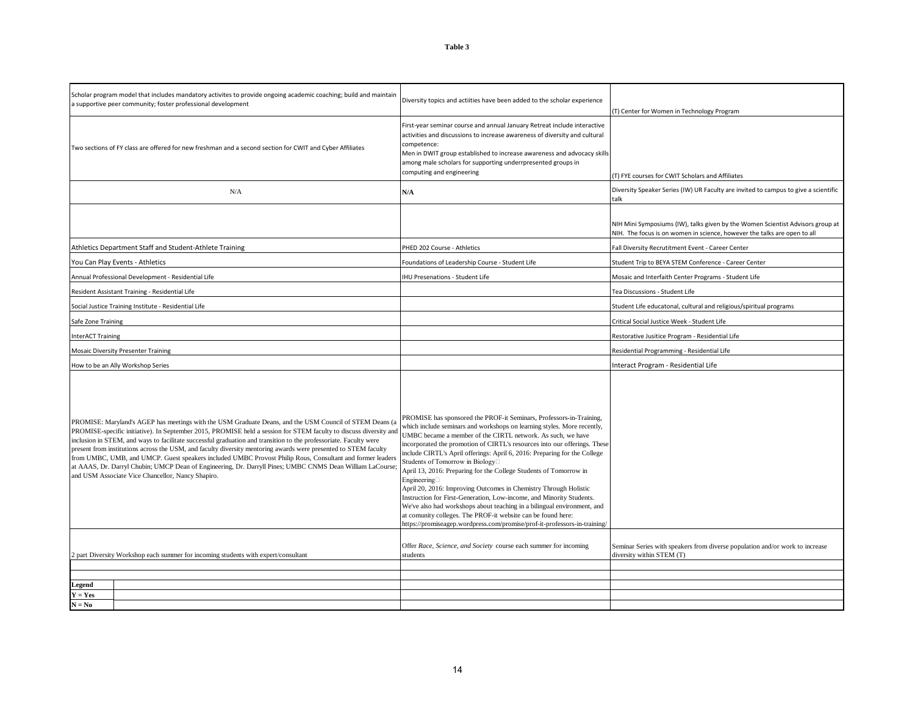**Table 3**

| | | |
|---|---|---|
| Scholar program model that includes mandatory activites to provide ongoing academic coaching; build and maintain a supportive peer community; foster professional development | Diversity topics and actiities have been added to the scholar experience | (T) Center for Women in Technology Program |
| Two sections of FY class are offered for new freshman and a second section for CWIT and Cyber Affiliates | First-year seminar course and annual January Retreat include interactive activities and discussions to increase awareness of diversity and cultural competence:<br>Men in DWIT group established to increase awareness and advocacy skills among male scholars for supporting underrpresented groups in computing and engineering | (T) FYE courses for CWIT Scholars and Affiliates |
| N/A | **N/A** | Diversity Speaker Series (IW) UR Faculty are invited to campus to give a scientific talk |
| | | NIH Mini Symposiums (IW), talks given by the Women Scientist Advisors group at NIH. The focus is on women in science, however the talks are open to all |
| Athletics Department Staff and Student-Athlete Training | PHED 202 Course - Athletics | Fall Diversity Recrutitment Event - Career Center |
| You Can Play Events - Athletics | Foundations of Leadership Course - Student Life | Student Trip to BEYA STEM Conference - Career Center |
| Annual Professional Development - Residential Life | IHU Presenations - Student Life | Mosaic and Interfaith Center Programs - Student Life |
| Resident Assistant Training - Residential Life | | Tea Discussions - Student Life |
| Social Justice Training Institute - Residential Life | | Student Life educatonal, cultural and religious/spiritual programs |
| Safe Zone Training | | Critical Social Justice Week - Student Life |
| InterACT Training | | Restorative Jusitice Program - Residential Life |
| Mosaic Diversity Presenter Training | | Residential Programming - Residential Life |
| How to be an Ally Workshop Series | | Interact Program - Residential Life |
| PROMISE: Maryland's AGEP has meetings with the USM Graduate Deans, and the USM Council of STEM Deans (a PROMISE-specific initiative). In September 2015, PROMISE held a session for STEM faculty to discuss diversity and inclusion in STEM, and ways to facilitate successful graduation and transition to the professoriate. Faculty were present from institutions across the USM, and faculty diversity mentoring awards were presented to STEM faculty from UMBC, UMB, and UMCP. Guest speakers included UMBC Provost Philip Rous, Consultant and former leaders at AAAS, Dr. Darryl Chubin; UMCP Dean of Engineering, Dr. Darryll Pines; UMBC CNMS Dean William LaCourse; and USM Associate Vice Chancellor, Nancy Shapiro. | PROMISE has sponsored the PROF-it Seminars, Professors-in-Training, which include seminars and workshops on learning styles. More recently, UMBC became a member of the CIRTL network. As such, we have incorporated the promotion of CIRTL's resources into our offerings. These include CIRTL's April offerings: April 6, 2016: Preparing for the College Students of Tomorrow in Biology<br>April 13, 2016: Preparing for the College Students of Tomorrow in Engineering<br>April 20, 2016: Improving Outcomes in Chemistry Through Holistic Instruction for First-Generation, Low-income, and Minority Students. We've also had workshops about teaching in a bilingual environment, and at comunity colleges. The PROF-it website can be found here: https://promiseagep.wordpress.com/promise/prof-it-professors-in-training/ | |
| 2 part Diversity Workshop each summer for incoming students with expert/consultant | Offer *Race, Science, and Society* course each summer for incoming students | Seminar Series with speakers from diverse population and/or work to increase diversity within STEM (T) |
| | | |
| | | |
| **Legend** | | |
| **Y = Yes** | | |
| **N = No** | | |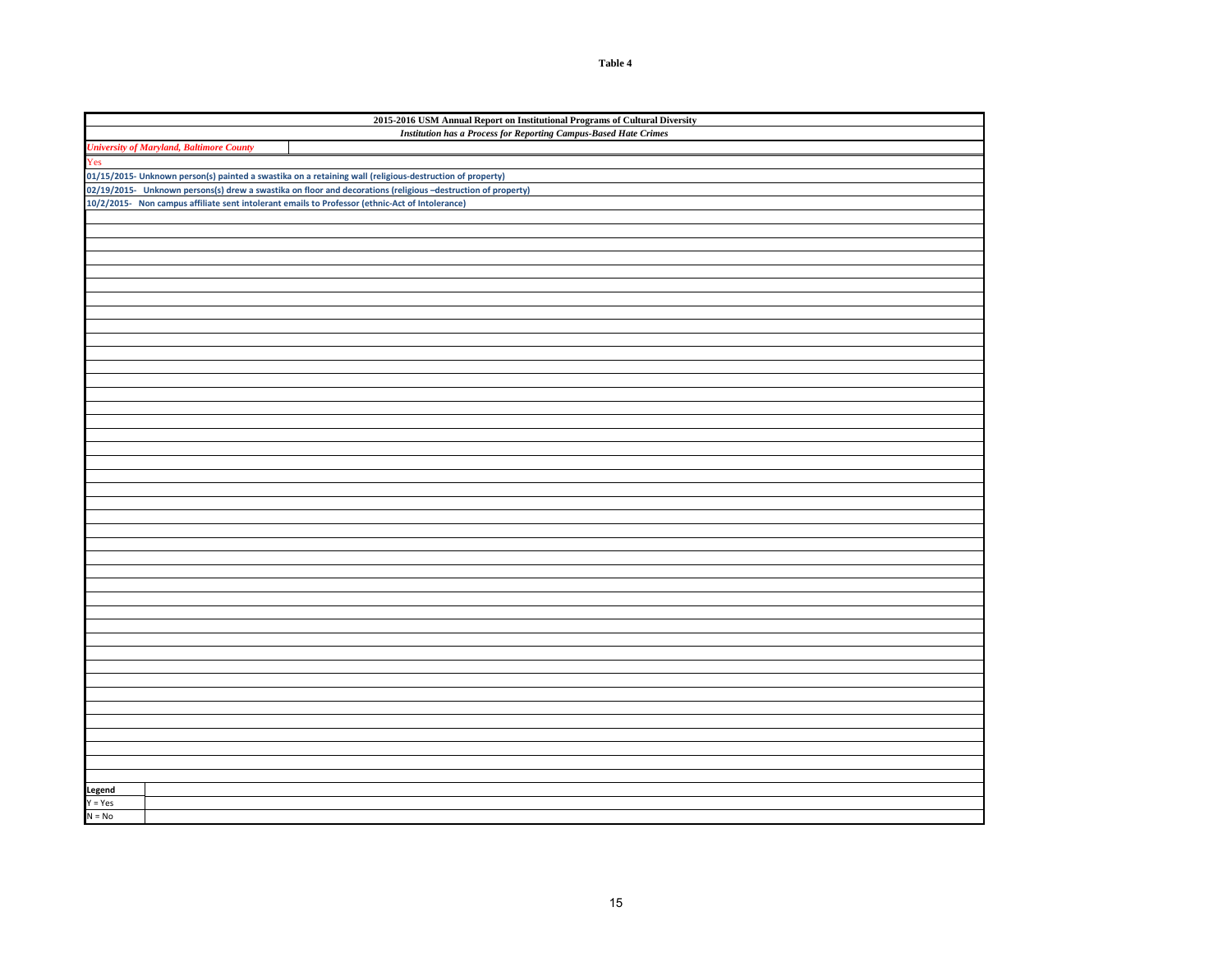**Table 4**

| 2015-2016 USM Annual Report on Institutional Programs of Cultural Diversity |
|---|
| ***Institution has a Process for Reporting Campus-Based Hate Crimes*** |
| ***University of Maryland, Baltimore County*** |
| Yes |
| **01/15/2015- Unknown person(s) painted a swastika on a retaining wall (religious-destruction of property)** |
| **02/19/2015- Unknown persons(s) drew a swastika on floor and decorations (religious –destruction of property)** |
| **10/2/2015- Non campus affiliate sent intolerant emails to Professor (ethnic-Act of Intolerance)** |

| **Legend** | |
|---|---|
| Y = Yes | |
| N = No | |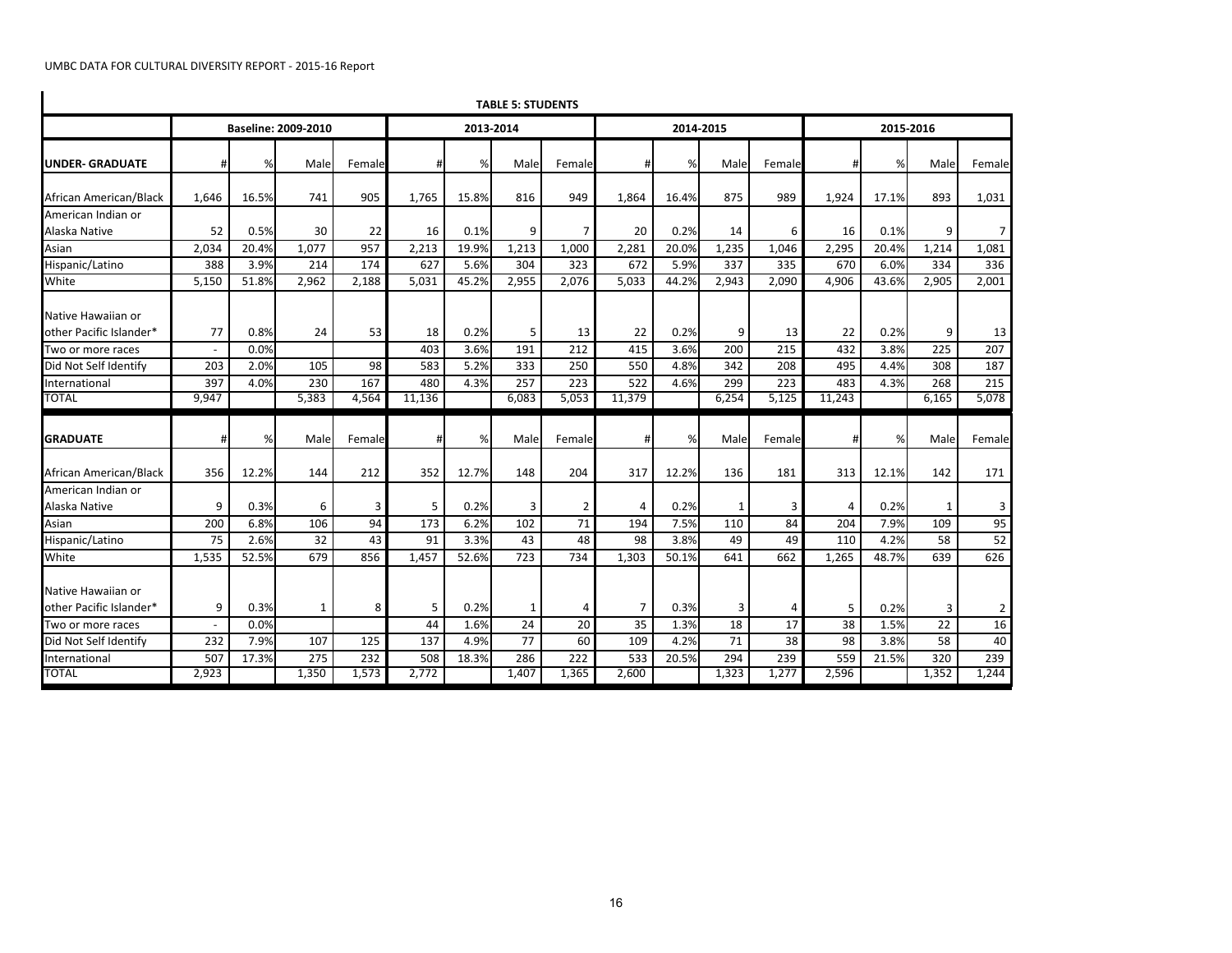UMBC DATA FOR CULTURAL DIVERSITY REPORT - 2015-16 Report

**TABLE 5: STUDENTS**

| | Baseline: 2009-2010 | | | | 2013-2014 | | | | 2014-2015 | | | | 2015-2016 | | | |
|---|---|---|---|---|---|---|---|---|---|---|---|---|---|---|---|---|
| **UNDER- GRADUATE** | # | % | Male | Female | # | % | Male | Female | # | % | Male | Female | # | % | Male | Female |
| African American/Black | 1,646 | 16.5% | 741 | 905 | 1,765 | 15.8% | 816 | 949 | 1,864 | 16.4% | 875 | 989 | 1,924 | 17.1% | 893 | 1,031 |
| American Indian or Alaska Native | 52 | 0.5% | 30 | 22 | 16 | 0.1% | 9 | 7 | 20 | 0.2% | 14 | 6 | 16 | 0.1% | 9 | 7 |
| Asian | 2,034 | 20.4% | 1,077 | 957 | 2,213 | 19.9% | 1,213 | 1,000 | 2,281 | 20.0% | 1,235 | 1,046 | 2,295 | 20.4% | 1,214 | 1,081 |
| Hispanic/Latino | 388 | 3.9% | 214 | 174 | 627 | 5.6% | 304 | 323 | 672 | 5.9% | 337 | 335 | 670 | 6.0% | 334 | 336 |
| White | 5,150 | 51.8% | 2,962 | 2,188 | 5,031 | 45.2% | 2,955 | 2,076 | 5,033 | 44.2% | 2,943 | 2,090 | 4,906 | 43.6% | 2,905 | 2,001 |
| Native Hawaiian or other Pacific Islander* | 77 | 0.8% | 24 | 53 | 18 | 0.2% | 5 | 13 | 22 | 0.2% | 9 | 13 | 22 | 0.2% | 9 | 13 |
| Two or more races | - | 0.0% | | | 403 | 3.6% | 191 | 212 | 415 | 3.6% | 200 | 215 | 432 | 3.8% | 225 | 207 |
| Did Not Self Identify | 203 | 2.0% | 105 | 98 | 583 | 5.2% | 333 | 250 | 550 | 4.8% | 342 | 208 | 495 | 4.4% | 308 | 187 |
| International | 397 | 4.0% | 230 | 167 | 480 | 4.3% | 257 | 223 | 522 | 4.6% | 299 | 223 | 483 | 4.3% | 268 | 215 |
| TOTAL | 9,947 | | 5,383 | 4,564 | 11,136 | | 6,083 | 5,053 | 11,379 | | 6,254 | 5,125 | 11,243 | | 6,165 | 5,078 |
| **GRADUATE** | # | % | Male | Female | # | % | Male | Female | # | % | Male | Female | # | % | Male | Female |
| African American/Black | 356 | 12.2% | 144 | 212 | 352 | 12.7% | 148 | 204 | 317 | 12.2% | 136 | 181 | 313 | 12.1% | 142 | 171 |
| American Indian or Alaska Native | 9 | 0.3% | 6 | 3 | 5 | 0.2% | 3 | 2 | 4 | 0.2% | 1 | 3 | 4 | 0.2% | 1 | 3 |
| Asian | 200 | 6.8% | 106 | 94 | 173 | 6.2% | 102 | 71 | 194 | 7.5% | 110 | 84 | 204 | 7.9% | 109 | 95 |
| Hispanic/Latino | 75 | 2.6% | 32 | 43 | 91 | 3.3% | 43 | 48 | 98 | 3.8% | 49 | 49 | 110 | 4.2% | 58 | 52 |
| White | 1,535 | 52.5% | 679 | 856 | 1,457 | 52.6% | 723 | 734 | 1,303 | 50.1% | 641 | 662 | 1,265 | 48.7% | 639 | 626 |
| Native Hawaiian or other Pacific Islander* | 9 | 0.3% | 1 | 8 | 5 | 0.2% | 1 | 4 | 7 | 0.3% | 3 | 4 | 5 | 0.2% | 3 | 2 |
| Two or more races | - | 0.0% | | | 44 | 1.6% | 24 | 20 | 35 | 1.3% | 18 | 17 | 38 | 1.5% | 22 | 16 |
| Did Not Self Identify | 232 | 7.9% | 107 | 125 | 137 | 4.9% | 77 | 60 | 109 | 4.2% | 71 | 38 | 98 | 3.8% | 58 | 40 |
| International | 507 | 17.3% | 275 | 232 | 508 | 18.3% | 286 | 222 | 533 | 20.5% | 294 | 239 | 559 | 21.5% | 320 | 239 |
| TOTAL | 2,923 | | 1,350 | 1,573 | 2,772 | | 1,407 | 1,365 | 2,600 | | 1,323 | 1,277 | 2,596 | | 1,352 | 1,244 |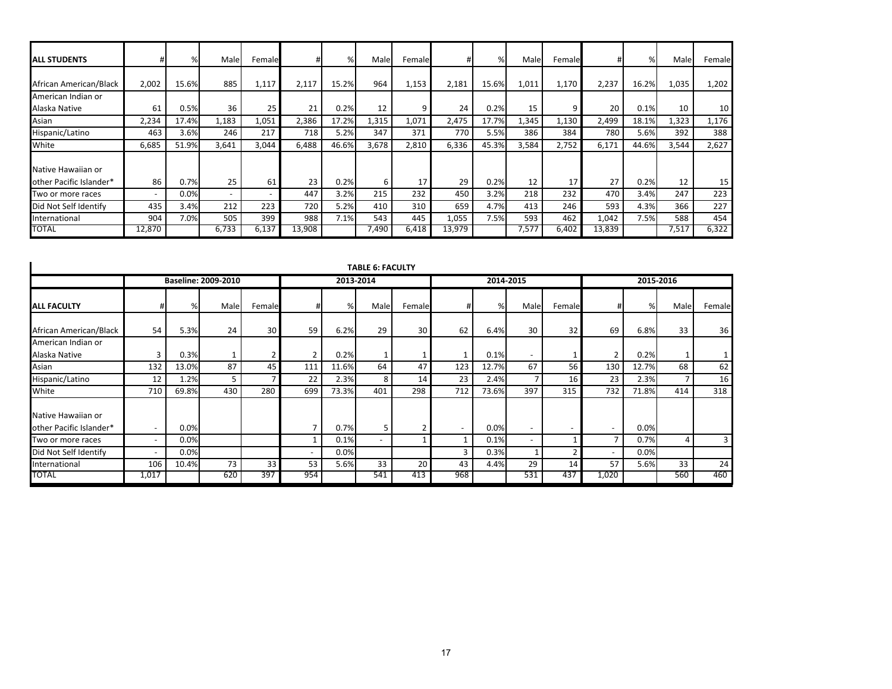| ALL STUDENTS | # | % | Male | Female | # | % | Male | Female | # | % | Male | Female | # | % | Male | Female |
|---|---|---|---|---|---|---|---|---|---|---|---|---|---|---|---|---|
| African American/Black | 2,002 | 15.6% | 885 | 1,117 | 2,117 | 15.2% | 964 | 1,153 | 2,181 | 15.6% | 1,011 | 1,170 | 2,237 | 16.2% | 1,035 | 1,202 |
| American Indian or Alaska Native | 61 | 0.5% | 36 | 25 | 21 | 0.2% | 12 | 9 | 24 | 0.2% | 15 | 9 | 20 | 0.1% | 10 | 10 |
| Asian | 2,234 | 17.4% | 1,183 | 1,051 | 2,386 | 17.2% | 1,315 | 1,071 | 2,475 | 17.7% | 1,345 | 1,130 | 2,499 | 18.1% | 1,323 | 1,176 |
| Hispanic/Latino | 463 | 3.6% | 246 | 217 | 718 | 5.2% | 347 | 371 | 770 | 5.5% | 386 | 384 | 780 | 5.6% | 392 | 388 |
| White | 6,685 | 51.9% | 3,641 | 3,044 | 6,488 | 46.6% | 3,678 | 2,810 | 6,336 | 45.3% | 3,584 | 2,752 | 6,171 | 44.6% | 3,544 | 2,627 |
| Native Hawaiian or other Pacific Islander* | 86 | 0.7% | 25 | 61 | 23 | 0.2% | 6 | 17 | 29 | 0.2% | 12 | 17 | 27 | 0.2% | 12 | 15 |
| Two or more races | - | 0.0% | - | - | 447 | 3.2% | 215 | 232 | 450 | 3.2% | 218 | 232 | 470 | 3.4% | 247 | 223 |
| Did Not Self Identify | 435 | 3.4% | 212 | 223 | 720 | 5.2% | 410 | 310 | 659 | 4.7% | 413 | 246 | 593 | 4.3% | 366 | 227 |
| International | 904 | 7.0% | 505 | 399 | 988 | 7.1% | 543 | 445 | 1,055 | 7.5% | 593 | 462 | 1,042 | 7.5% | 588 | 454 |
| TOTAL | 12,870 | | 6,733 | 6,137 | 13,908 | | 7,490 | 6,418 | 13,979 | | 7,577 | 6,402 | 13,839 | | 7,517 | 6,322 |

**TABLE 6: FACULTY**

| | Baseline: 2009-2010 | | | | 2013-2014 | | | | 2014-2015 | | | | 2015-2016 | | | |
|---|---|---|---|---|---|---|---|---|---|---|---|---|---|---|---|---|
| ALL FACULTY | # | % | Male | Female | # | % | Male | Female | # | % | Male | Female | # | % | Male | Female |
| African American/Black | 54 | 5.3% | 24 | 30 | 59 | 6.2% | 29 | 30 | 62 | 6.4% | 30 | 32 | 69 | 6.8% | 33 | 36 |
| American Indian or Alaska Native | 3 | 0.3% | 1 | 2 | 2 | 0.2% | 1 | 1 | 1 | 0.1% | - | 1 | 2 | 0.2% | 1 | 1 |
| Asian | 132 | 13.0% | 87 | 45 | 111 | 11.6% | 64 | 47 | 123 | 12.7% | 67 | 56 | 130 | 12.7% | 68 | 62 |
| Hispanic/Latino | 12 | 1.2% | 5 | 7 | 22 | 2.3% | 8 | 14 | 23 | 2.4% | 7 | 16 | 23 | 2.3% | 7 | 16 |
| White | 710 | 69.8% | 430 | 280 | 699 | 73.3% | 401 | 298 | 712 | 73.6% | 397 | 315 | 732 | 71.8% | 414 | 318 |
| Native Hawaiian or other Pacific Islander* | - | 0.0% | | | 7 | 0.7% | 5 | 2 | - | 0.0% | - | - | - | 0.0% | | |
| Two or more races | - | 0.0% | | | 1 | 0.1% | - | 1 | 1 | 0.1% | - | 1 | 7 | 0.7% | 4 | 3 |
| Did Not Self Identify | - | 0.0% | | | - | 0.0% | | | 3 | 0.3% | 1 | 2 | - | 0.0% | | |
| International | 106 | 10.4% | 73 | 33 | 53 | 5.6% | 33 | 20 | 43 | 4.4% | 29 | 14 | 57 | 5.6% | 33 | 24 |
| TOTAL | 1,017 | | 620 | 397 | 954 | | 541 | 413 | 968 | | 531 | 437 | 1,020 | | 560 | 460 |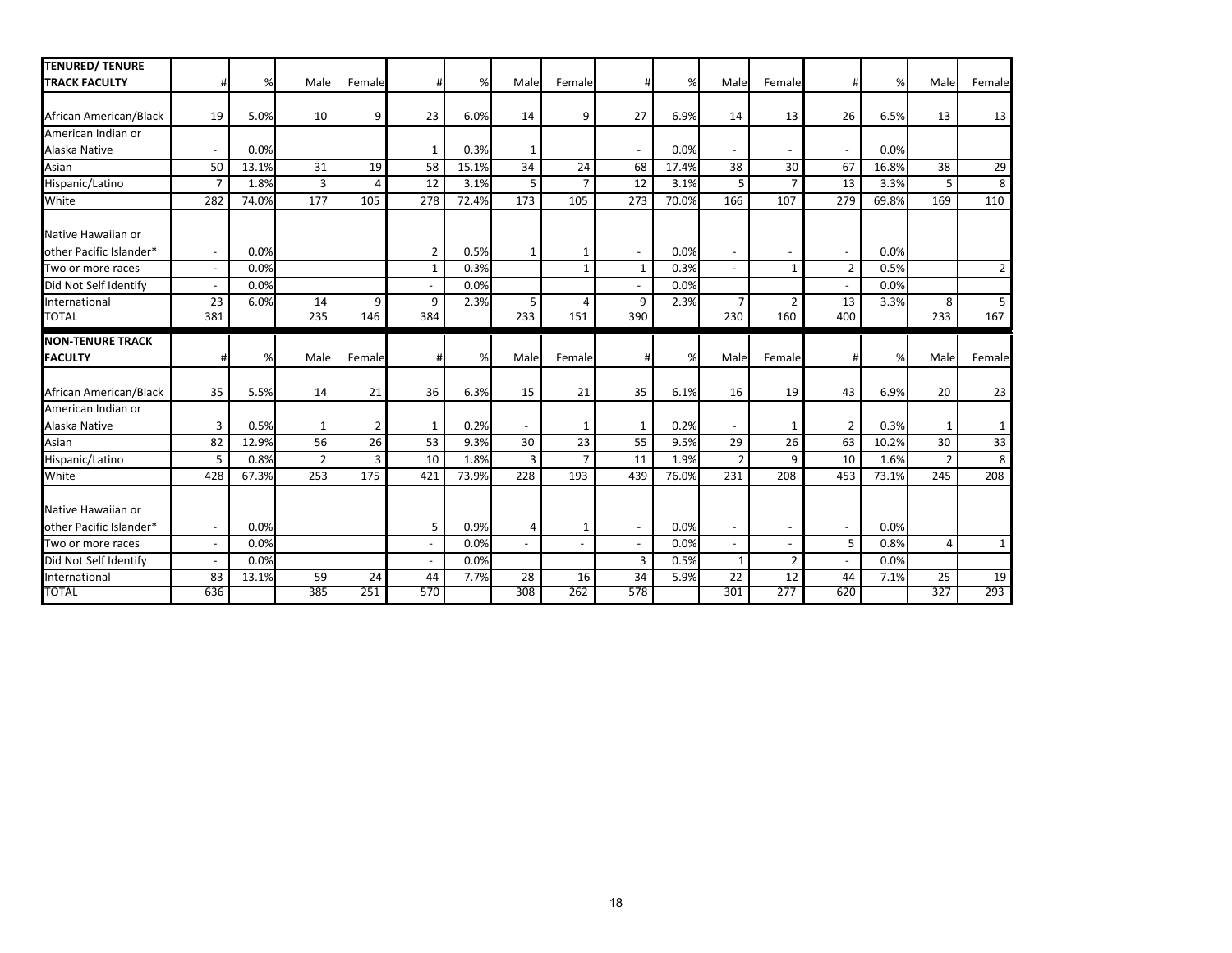| TENURED/ TENURE TRACK FACULTY | # | % | Male | Female | # | % | Male | Female | # | % | Male | Female | # | % | Male | Female |
|---|---|---|---|---|---|---|---|---|---|---|---|---|---|---|---|---|
| African American/Black | 19 | 5.0% | 10 | 9 | 23 | 6.0% | 14 | 9 | 27 | 6.9% | 14 | 13 | 26 | 6.5% | 13 | 13 |
| American Indian or Alaska Native | - | 0.0% | | | 1 | 0.3% | 1 | | - | 0.0% | - | - | - | 0.0% | | |
| Asian | 50 | 13.1% | 31 | 19 | 58 | 15.1% | 34 | 24 | 68 | 17.4% | 38 | 30 | 67 | 16.8% | 38 | 29 |
| Hispanic/Latino | 7 | 1.8% | 3 | 4 | 12 | 3.1% | 5 | 7 | 12 | 3.1% | 5 | 7 | 13 | 3.3% | 5 | 8 |
| White | 282 | 74.0% | 177 | 105 | 278 | 72.4% | 173 | 105 | 273 | 70.0% | 166 | 107 | 279 | 69.8% | 169 | 110 |
| Native Hawaiian or other Pacific Islander* | - | 0.0% | | | 2 | 0.5% | 1 | 1 | - | 0.0% | - | - | - | 0.0% | | |
| Two or more races | - | 0.0% | | | 1 | 0.3% | | 1 | 1 | 0.3% | - | 1 | 2 | 0.5% | | 2 |
| Did Not Self Identify | - | 0.0% | | | - | 0.0% | | | - | 0.0% | | | - | 0.0% | | |
| International | 23 | 6.0% | 14 | 9 | 9 | 2.3% | 5 | 4 | 9 | 2.3% | 7 | 2 | 13 | 3.3% | 8 | 5 |
| TOTAL | 381 | | 235 | 146 | 384 | | 233 | 151 | 390 | | 230 | 160 | 400 | | 233 | 167 |
| **NON-TENURE TRACK FACULTY** | **#** | **%** | **Male** | **Female** | **#** | **%** | **Male** | **Female** | **#** | **%** | **Male** | **Female** | **#** | **%** | **Male** | **Female** |
| African American/Black | 35 | 5.5% | 14 | 21 | 36 | 6.3% | 15 | 21 | 35 | 6.1% | 16 | 19 | 43 | 6.9% | 20 | 23 |
| American Indian or Alaska Native | 3 | 0.5% | 1 | 2 | 1 | 0.2% | - | 1 | 1 | 0.2% | - | 1 | 2 | 0.3% | 1 | 1 |
| Asian | 82 | 12.9% | 56 | 26 | 53 | 9.3% | 30 | 23 | 55 | 9.5% | 29 | 26 | 63 | 10.2% | 30 | 33 |
| Hispanic/Latino | 5 | 0.8% | 2 | 3 | 10 | 1.8% | 3 | 7 | 11 | 1.9% | 2 | 9 | 10 | 1.6% | 2 | 8 |
| White | 428 | 67.3% | 253 | 175 | 421 | 73.9% | 228 | 193 | 439 | 76.0% | 231 | 208 | 453 | 73.1% | 245 | 208 |
| Native Hawaiian or other Pacific Islander* | - | 0.0% | | | 5 | 0.9% | 4 | 1 | - | 0.0% | - | - | - | 0.0% | | |
| Two or more races | - | 0.0% | | | - | 0.0% | - | - | - | 0.0% | - | - | 5 | 0.8% | 4 | 1 |
| Did Not Self Identify | - | 0.0% | | | - | 0.0% | | | 3 | 0.5% | 1 | 2 | - | 0.0% | | |
| International | 83 | 13.1% | 59 | 24 | 44 | 7.7% | 28 | 16 | 34 | 5.9% | 22 | 12 | 44 | 7.1% | 25 | 19 |
| TOTAL | 636 | | 385 | 251 | 570 | | 308 | 262 | 578 | | 301 | 277 | 620 | | 327 | 293 |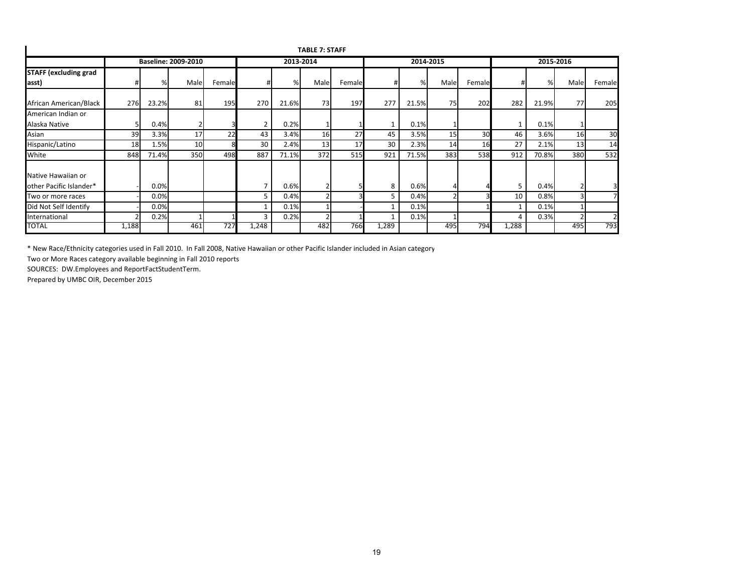**TABLE 7: STAFF**

| STAFF (excluding grad asst) | Baseline: 2009-2010 | | | | 2013-2014 | | | | 2014-2015 | | | | 2015-2016 | | | |
|---|---|---|---|---|---|---|---|---|---|---|---|---|---|---|---|---|
| | # | % | Male | Female | # | % | Male | Female | # | % | Male | Female | # | % | Male | Female |
| African American/Black | 276 | 23.2% | 81 | 195 | 270 | 21.6% | 73 | 197 | 277 | 21.5% | 75 | 202 | 282 | 21.9% | 77 | 205 |
| American Indian or Alaska Native | 5 | 0.4% | 2 | 3 | 2 | 0.2% | 1 | 1 | 1 | 0.1% | 1 | | 1 | 0.1% | 1 | |
| Asian | 39 | 3.3% | 17 | 22 | 43 | 3.4% | 16 | 27 | 45 | 3.5% | 15 | 30 | 46 | 3.6% | 16 | 30 |
| Hispanic/Latino | 18 | 1.5% | 10 | 8 | 30 | 2.4% | 13 | 17 | 30 | 2.3% | 14 | 16 | 27 | 2.1% | 13 | 14 |
| White | 848 | 71.4% | 350 | 498 | 887 | 71.1% | 372 | 515 | 921 | 71.5% | 383 | 538 | 912 | 70.8% | 380 | 532 |
| Native Hawaiian or other Pacific Islander* | - | 0.0% | | | 7 | 0.6% | 2 | 5 | 8 | 0.6% | 4 | 4 | 5 | 0.4% | 2 | 3 |
| Two or more races | - | 0.0% | | | 5 | 0.4% | 2 | 3 | 5 | 0.4% | 2 | 3 | 10 | 0.8% | 3 | 7 |
| Did Not Self Identify | - | 0.0% | | | 1 | 0.1% | 1 | - | 1 | 0.1% | | 1 | 1 | 0.1% | 1 | |
| International | 2 | 0.2% | 1 | 1 | 3 | 0.2% | 2 | 1 | 1 | 0.1% | 1 | | 4 | 0.3% | 2 | 2 |
| TOTAL | 1,188 | | 461 | 727 | 1,248 | | 482 | 766 | 1,289 | | 495 | 794 | 1,288 | | 495 | 793 |

* New Race/Ethnicity categories used in Fall 2010. In Fall 2008, Native Hawaiian or other Pacific Islander included in Asian category

Two or More Races category available beginning in Fall 2010 reports

SOURCES: DW.Employees and ReportFactStudentTerm.

Prepared by UMBC OIR, December 2015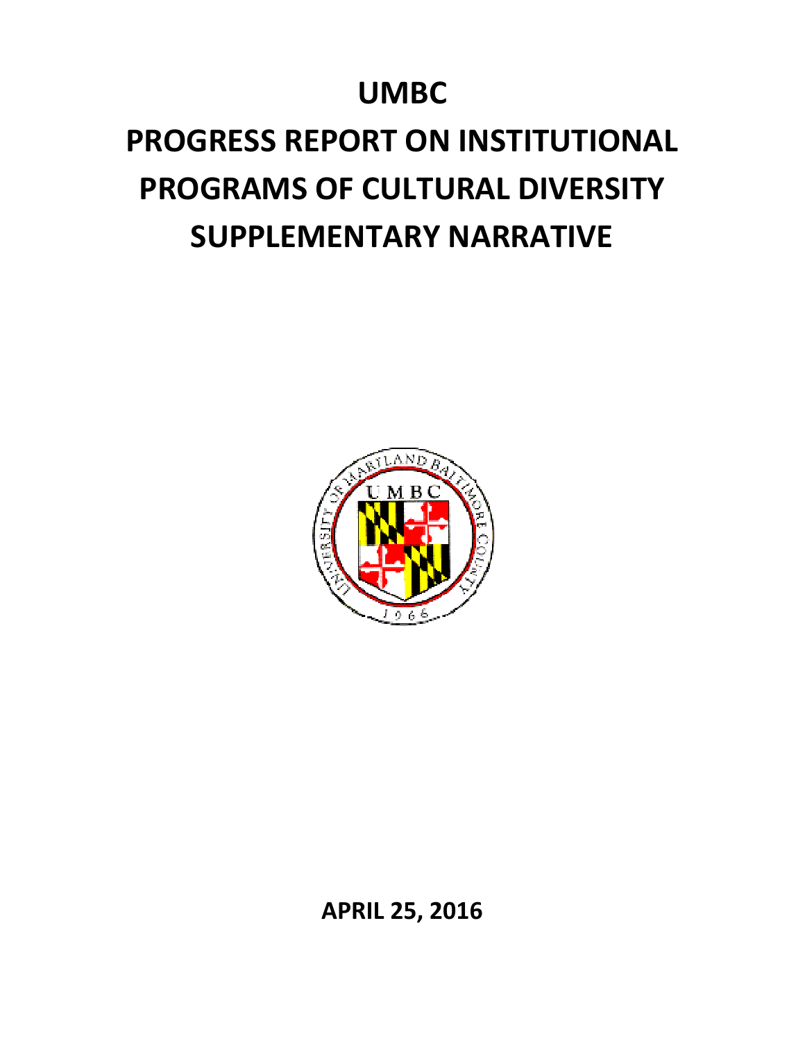# UMBC

# PROGRESS REPORT ON INSTITUTIONAL PROGRAMS OF CULTURAL DIVERSITY SUPPLEMENTARY NARRATIVE

**APRIL 25, 2016**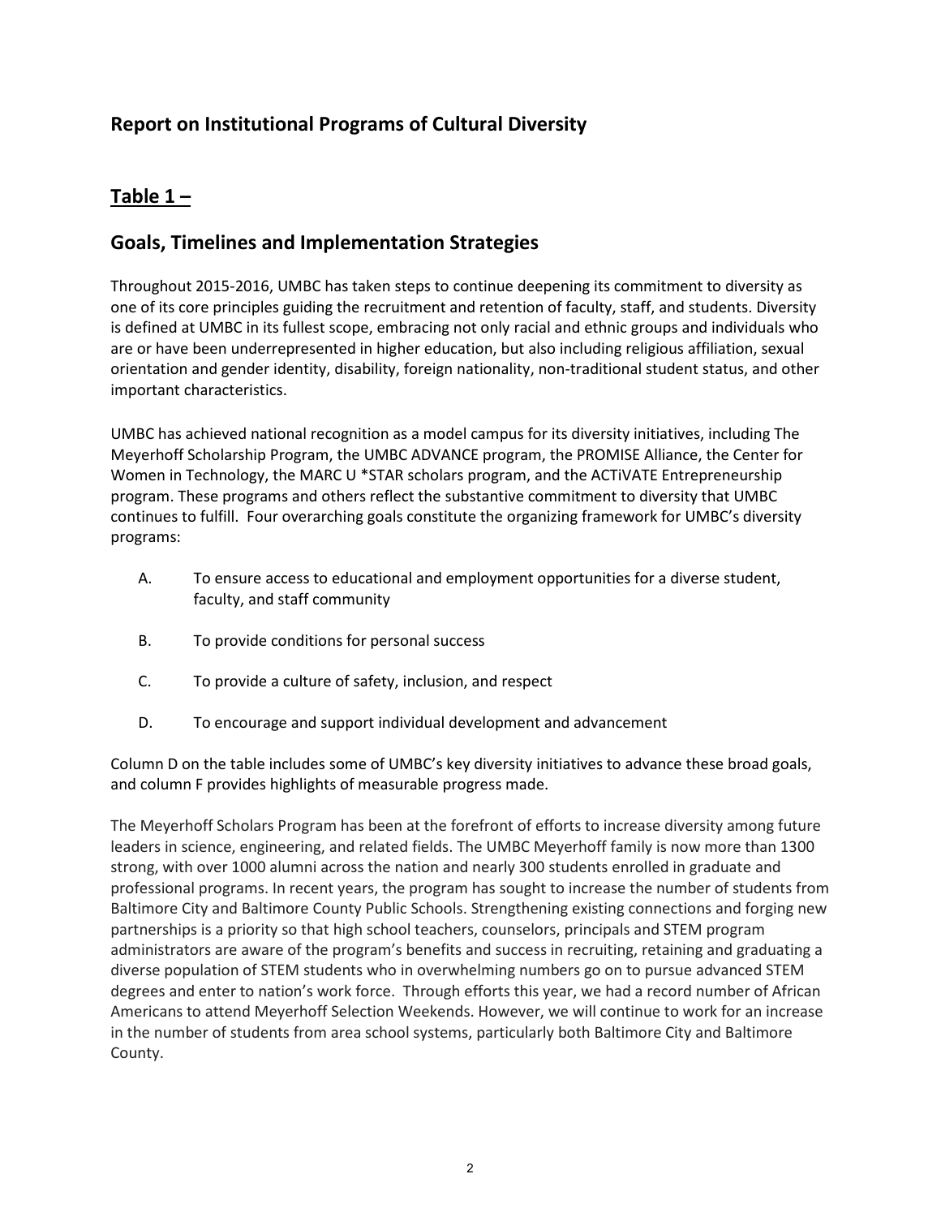## Report on Institutional Programs of Cultural Diversity

## Table 1 –

## Goals, Timelines and Implementation Strategies

Throughout 2015-2016, UMBC has taken steps to continue deepening its commitment to diversity as one of its core principles guiding the recruitment and retention of faculty, staff, and students. Diversity is defined at UMBC in its fullest scope, embracing not only racial and ethnic groups and individuals who are or have been underrepresented in higher education, but also including religious affiliation, sexual orientation and gender identity, disability, foreign nationality, non-traditional student status, and other important characteristics.

UMBC has achieved national recognition as a model campus for its diversity initiatives, including The Meyerhoff Scholarship Program, the UMBC ADVANCE program, the PROMISE Alliance, the Center for Women in Technology, the MARC U *STAR scholars program, and the ACTiVATE Entrepreneurship program. These programs and others reflect the substantive commitment to diversity that UMBC continues to fulfill. Four overarching goals constitute the organizing framework for UMBC's diversity programs:

A. To ensure access to educational and employment opportunities for a diverse student, faculty, and staff community

B. To provide conditions for personal success

C. To provide a culture of safety, inclusion, and respect

D. To encourage and support individual development and advancement

Column D on the table includes some of UMBC's key diversity initiatives to advance these broad goals, and column F provides highlights of measurable progress made.

The Meyerhoff Scholars Program has been at the forefront of efforts to increase diversity among future leaders in science, engineering, and related fields. The UMBC Meyerhoff family is now more than 1300 strong, with over 1000 alumni across the nation and nearly 300 students enrolled in graduate and professional programs. In recent years, the program has sought to increase the number of students from Baltimore City and Baltimore County Public Schools. Strengthening existing connections and forging new partnerships is a priority so that high school teachers, counselors, principals and STEM program administrators are aware of the program's benefits and success in recruiting, retaining and graduating a diverse population of STEM students who in overwhelming numbers go on to pursue advanced STEM degrees and enter to nation's work force. Through efforts this year, we had a record number of African Americans to attend Meyerhoff Selection Weekends. However, we will continue to work for an increase in the number of students from area school systems, particularly both Baltimore City and Baltimore County.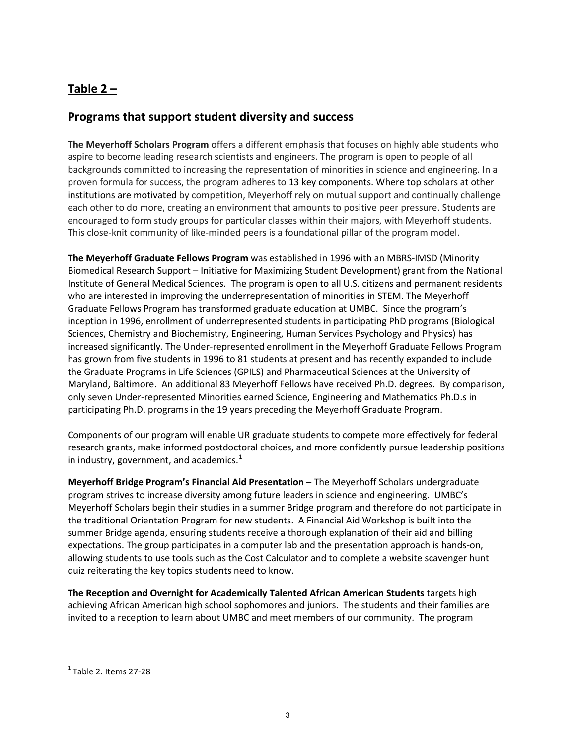## Table 2 –

## Programs that support student diversity and success

**The Meyerhoff Scholars Program** offers a different emphasis that focuses on highly able students who aspire to become leading research scientists and engineers. The program is open to people of all backgrounds committed to increasing the representation of minorities in science and engineering. In a proven formula for success, the program adheres to 13 key components. Where top scholars at other institutions are motivated by competition, Meyerhoff rely on mutual support and continually challenge each other to do more, creating an environment that amounts to positive peer pressure. Students are encouraged to form study groups for particular classes within their majors, with Meyerhoff students. This close-knit community of like-minded peers is a foundational pillar of the program model.

**The Meyerhoff Graduate Fellows Program** was established in 1996 with an MBRS-IMSD (Minority Biomedical Research Support – Initiative for Maximizing Student Development) grant from the National Institute of General Medical Sciences. The program is open to all U.S. citizens and permanent residents who are interested in improving the underrepresentation of minorities in STEM. The Meyerhoff Graduate Fellows Program has transformed graduate education at UMBC. Since the program's inception in 1996, enrollment of underrepresented students in participating PhD programs (Biological Sciences, Chemistry and Biochemistry, Engineering, Human Services Psychology and Physics) has increased significantly. The Under-represented enrollment in the Meyerhoff Graduate Fellows Program has grown from five students in 1996 to 81 students at present and has recently expanded to include the Graduate Programs in Life Sciences (GPILS) and Pharmaceutical Sciences at the University of Maryland, Baltimore. An additional 83 Meyerhoff Fellows have received Ph.D. degrees. By comparison, only seven Under-represented Minorities earned Science, Engineering and Mathematics Ph.D.s in participating Ph.D. programs in the 19 years preceding the Meyerhoff Graduate Program.

Components of our program will enable UR graduate students to compete more effectively for federal research grants, make informed postdoctoral choices, and more confidently pursue leadership positions in industry, government, and academics.[1]

**Meyerhoff Bridge Program's Financial Aid Presentation** – The Meyerhoff Scholars undergraduate program strives to increase diversity among future leaders in science and engineering. UMBC's Meyerhoff Scholars begin their studies in a summer Bridge program and therefore do not participate in the traditional Orientation Program for new students. A Financial Aid Workshop is built into the summer Bridge agenda, ensuring students receive a thorough explanation of their aid and billing expectations. The group participates in a computer lab and the presentation approach is hands-on, allowing students to use tools such as the Cost Calculator and to complete a website scavenger hunt quiz reiterating the key topics students need to know.

**The Reception and Overnight for Academically Talented African American Students** targets high achieving African American high school sophomores and juniors. The students and their families are invited to a reception to learn about UMBC and meet members of our community. The program

[1] Table 2. Items 27-28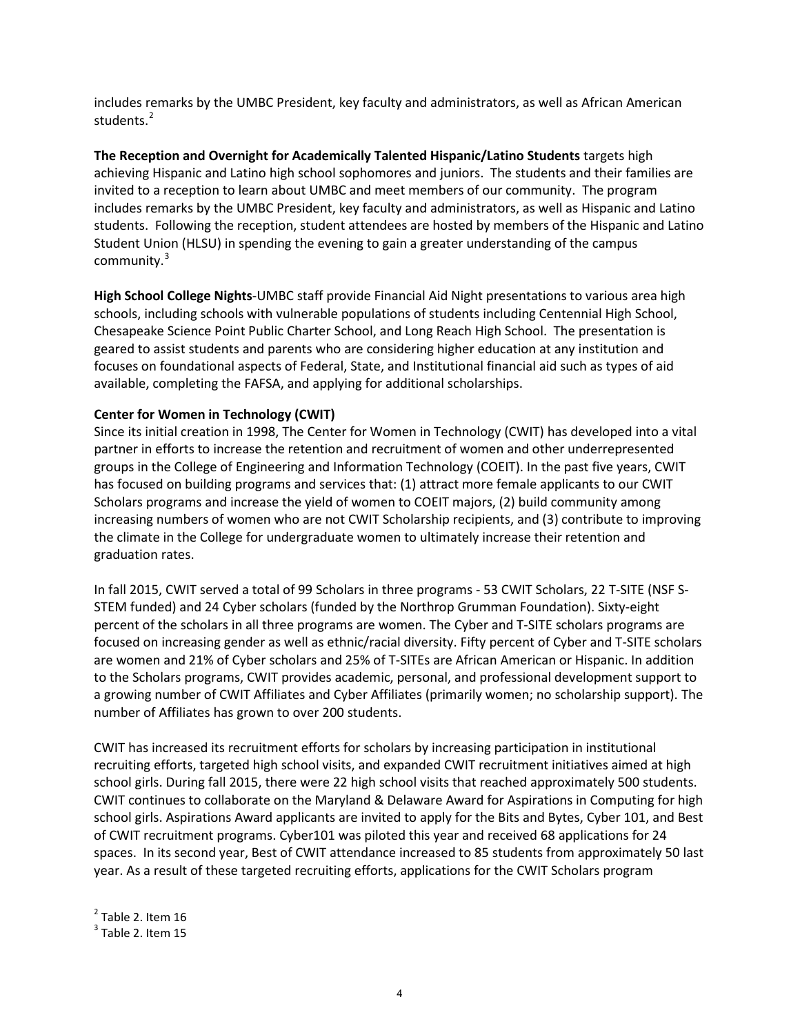includes remarks by the UMBC President, key faculty and administrators, as well as African American students.[2]

**The Reception and Overnight for Academically Talented Hispanic/Latino Students** targets high achieving Hispanic and Latino high school sophomores and juniors. The students and their families are invited to a reception to learn about UMBC and meet members of our community. The program includes remarks by the UMBC President, key faculty and administrators, as well as Hispanic and Latino students. Following the reception, student attendees are hosted by members of the Hispanic and Latino Student Union (HLSU) in spending the evening to gain a greater understanding of the campus community.[3]

**High School College Nights**-UMBC staff provide Financial Aid Night presentations to various area high schools, including schools with vulnerable populations of students including Centennial High School, Chesapeake Science Point Public Charter School, and Long Reach High School. The presentation is geared to assist students and parents who are considering higher education at any institution and focuses on foundational aspects of Federal, State, and Institutional financial aid such as types of aid available, completing the FAFSA, and applying for additional scholarships.

**Center for Women in Technology (CWIT)**

Since its initial creation in 1998, The Center for Women in Technology (CWIT) has developed into a vital partner in efforts to increase the retention and recruitment of women and other underrepresented groups in the College of Engineering and Information Technology (COEIT). In the past five years, CWIT has focused on building programs and services that: (1) attract more female applicants to our CWIT Scholars programs and increase the yield of women to COEIT majors, (2) build community among increasing numbers of women who are not CWIT Scholarship recipients, and (3) contribute to improving the climate in the College for undergraduate women to ultimately increase their retention and graduation rates.

In fall 2015, CWIT served a total of 99 Scholars in three programs - 53 CWIT Scholars, 22 T-SITE (NSF S-STEM funded) and 24 Cyber scholars (funded by the Northrop Grumman Foundation). Sixty-eight percent of the scholars in all three programs are women. The Cyber and T-SITE scholars programs are focused on increasing gender as well as ethnic/racial diversity. Fifty percent of Cyber and T-SITE scholars are women and 21% of Cyber scholars and 25% of T-SITEs are African American or Hispanic. In addition to the Scholars programs, CWIT provides academic, personal, and professional development support to a growing number of CWIT Affiliates and Cyber Affiliates (primarily women; no scholarship support). The number of Affiliates has grown to over 200 students.

CWIT has increased its recruitment efforts for scholars by increasing participation in institutional recruiting efforts, targeted high school visits, and expanded CWIT recruitment initiatives aimed at high school girls. During fall 2015, there were 22 high school visits that reached approximately 500 students. CWIT continues to collaborate on the Maryland & Delaware Award for Aspirations in Computing for high school girls. Aspirations Award applicants are invited to apply for the Bits and Bytes, Cyber 101, and Best of CWIT recruitment programs. Cyber101 was piloted this year and received 68 applications for 24 spaces. In its second year, Best of CWIT attendance increased to 85 students from approximately 50 last year. As a result of these targeted recruiting efforts, applications for the CWIT Scholars program

[2] Table 2. Item 16

[3] Table 2. Item 15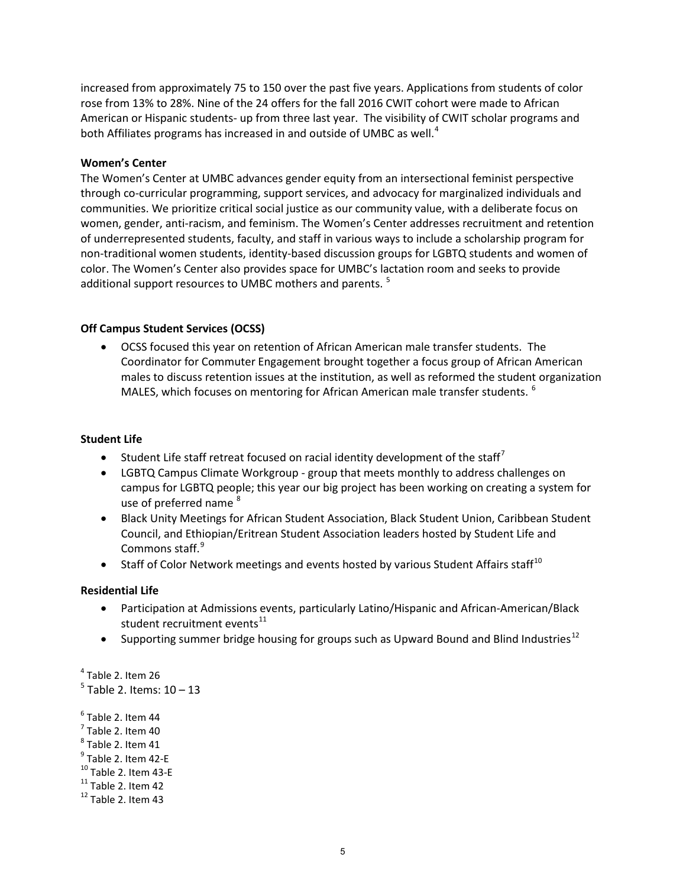increased from approximately 75 to 150 over the past five years. Applications from students of color rose from 13% to 28%. Nine of the 24 offers for the fall 2016 CWIT cohort were made to African American or Hispanic students- up from three last year. The visibility of CWIT scholar programs and both Affiliates programs has increased in and outside of UMBC as well.[4]

**Women's Center**

The Women's Center at UMBC advances gender equity from an intersectional feminist perspective through co-curricular programming, support services, and advocacy for marginalized individuals and communities. We prioritize critical social justice as our community value, with a deliberate focus on women, gender, anti-racism, and feminism. The Women's Center addresses recruitment and retention of underrepresented students, faculty, and staff in various ways to include a scholarship program for non-traditional women students, identity-based discussion groups for LGBTQ students and women of color. The Women's Center also provides space for UMBC's lactation room and seeks to provide additional support resources to UMBC mothers and parents. [5]

**Off Campus Student Services (OCSS)**

- OCSS focused this year on retention of African American male transfer students. The Coordinator for Commuter Engagement brought together a focus group of African American males to discuss retention issues at the institution, as well as reformed the student organization MALES, which focuses on mentoring for African American male transfer students. [6]

**Student Life**

- Student Life staff retreat focused on racial identity development of the staff[7]
- LGBTQ Campus Climate Workgroup - group that meets monthly to address challenges on campus for LGBTQ people; this year our big project has been working on creating a system for use of preferred name [8]
- Black Unity Meetings for African Student Association, Black Student Union, Caribbean Student Council, and Ethiopian/Eritrean Student Association leaders hosted by Student Life and Commons staff.[9]
- Staff of Color Network meetings and events hosted by various Student Affairs staff[10]

**Residential Life**

- Participation at Admissions events, particularly Latino/Hispanic and African-American/Black student recruitment events[11]
- Supporting summer bridge housing for groups such as Upward Bound and Blind Industries[12]

[4] Table 2. Item 26
[5] Table 2. Items: 10 – 13

[6] Table 2. Item 44
[7] Table 2. Item 40
[8] Table 2. Item 41
[9] Table 2. Item 42-E
[10] Table 2. Item 43-E
[11] Table 2. Item 42
[12] Table 2. Item 43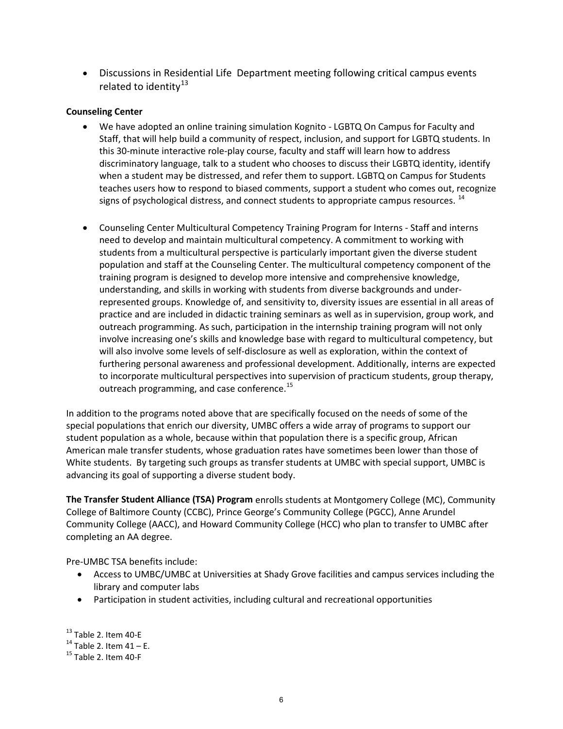- Discussions in Residential Life Department meeting following critical campus events related to identity[13]

**Counseling Center**

- We have adopted an online training simulation Kognito - LGBTQ On Campus for Faculty and Staff, that will help build a community of respect, inclusion, and support for LGBTQ students. In this 30-minute interactive role-play course, faculty and staff will learn how to address discriminatory language, talk to a student who chooses to discuss their LGBTQ identity, identify when a student may be distressed, and refer them to support. LGBTQ on Campus for Students teaches users how to respond to biased comments, support a student who comes out, recognize signs of psychological distress, and connect students to appropriate campus resources. [14]

- Counseling Center Multicultural Competency Training Program for Interns - Staff and interns need to develop and maintain multicultural competency. A commitment to working with students from a multicultural perspective is particularly important given the diverse student population and staff at the Counseling Center. The multicultural competency component of the training program is designed to develop more intensive and comprehensive knowledge, understanding, and skills in working with students from diverse backgrounds and under-represented groups. Knowledge of, and sensitivity to, diversity issues are essential in all areas of practice and are included in didactic training seminars as well as in supervision, group work, and outreach programming. As such, participation in the internship training program will not only involve increasing one's skills and knowledge base with regard to multicultural competency, but will also involve some levels of self-disclosure as well as exploration, within the context of furthering personal awareness and professional development. Additionally, interns are expected to incorporate multicultural perspectives into supervision of practicum students, group therapy, outreach programming, and case conference.[15]

In addition to the programs noted above that are specifically focused on the needs of some of the special populations that enrich our diversity, UMBC offers a wide array of programs to support our student population as a whole, because within that population there is a specific group, African American male transfer students, whose graduation rates have sometimes been lower than those of White students. By targeting such groups as transfer students at UMBC with special support, UMBC is advancing its goal of supporting a diverse student body.

**The Transfer Student Alliance (TSA) Program** enrolls students at Montgomery College (MC), Community College of Baltimore County (CCBC), Prince George's Community College (PGCC), Anne Arundel Community College (AACC), and Howard Community College (HCC) who plan to transfer to UMBC after completing an AA degree.

Pre-UMBC TSA benefits include:

- Access to UMBC/UMBC at Universities at Shady Grove facilities and campus services including the library and computer labs
- Participation in student activities, including cultural and recreational opportunities

[13] Table 2. Item 40-E
[14] Table 2. Item 41 – E.
[15] Table 2. Item 40-F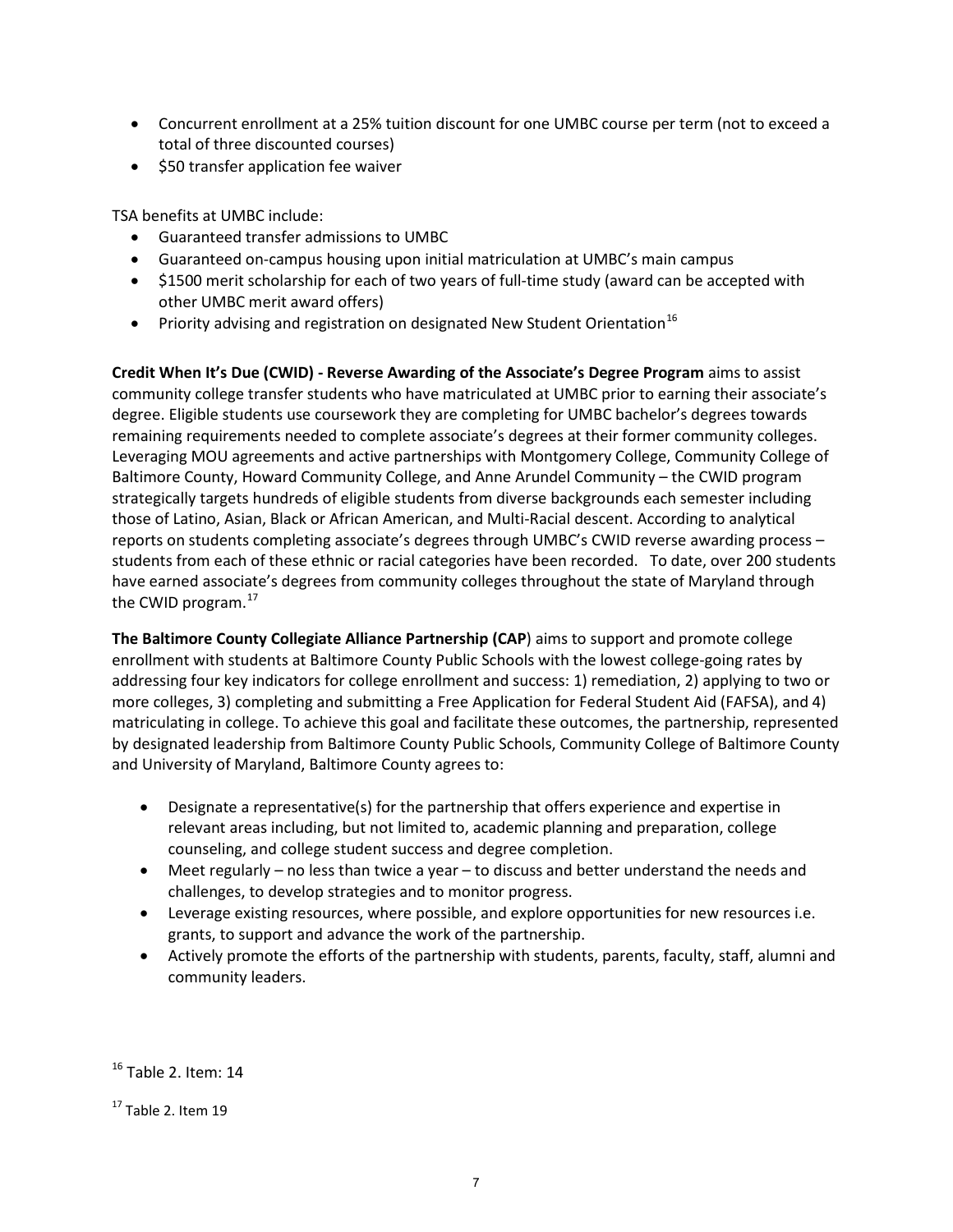- Concurrent enrollment at a 25% tuition discount for one UMBC course per term (not to exceed a total of three discounted courses)
- $50 transfer application fee waiver

TSA benefits at UMBC include:

- Guaranteed transfer admissions to UMBC
- Guaranteed on-campus housing upon initial matriculation at UMBC's main campus
- $1500 merit scholarship for each of two years of full-time study (award can be accepted with other UMBC merit award offers)
- Priority advising and registration on designated New Student Orientation[16]

**Credit When It's Due (CWID) - Reverse Awarding of the Associate's Degree Program** aims to assist community college transfer students who have matriculated at UMBC prior to earning their associate's degree. Eligible students use coursework they are completing for UMBC bachelor's degrees towards remaining requirements needed to complete associate's degrees at their former community colleges. Leveraging MOU agreements and active partnerships with Montgomery College, Community College of Baltimore County, Howard Community College, and Anne Arundel Community – the CWID program strategically targets hundreds of eligible students from diverse backgrounds each semester including those of Latino, Asian, Black or African American, and Multi-Racial descent. According to analytical reports on students completing associate's degrees through UMBC's CWID reverse awarding process – students from each of these ethnic or racial categories have been recorded. To date, over 200 students have earned associate's degrees from community colleges throughout the state of Maryland through the CWID program.[17]

**The Baltimore County Collegiate Alliance Partnership (CAP)** aims to support and promote college enrollment with students at Baltimore County Public Schools with the lowest college-going rates by addressing four key indicators for college enrollment and success: 1) remediation, 2) applying to two or more colleges, 3) completing and submitting a Free Application for Federal Student Aid (FAFSA), and 4) matriculating in college. To achieve this goal and facilitate these outcomes, the partnership, represented by designated leadership from Baltimore County Public Schools, Community College of Baltimore County and University of Maryland, Baltimore County agrees to:

- Designate a representative(s) for the partnership that offers experience and expertise in relevant areas including, but not limited to, academic planning and preparation, college counseling, and college student success and degree completion.
- Meet regularly – no less than twice a year – to discuss and better understand the needs and challenges, to develop strategies and to monitor progress.
- Leverage existing resources, where possible, and explore opportunities for new resources i.e. grants, to support and advance the work of the partnership.
- Actively promote the efforts of the partnership with students, parents, faculty, staff, alumni and community leaders.

[16] Table 2. Item: 14

[17] Table 2. Item 19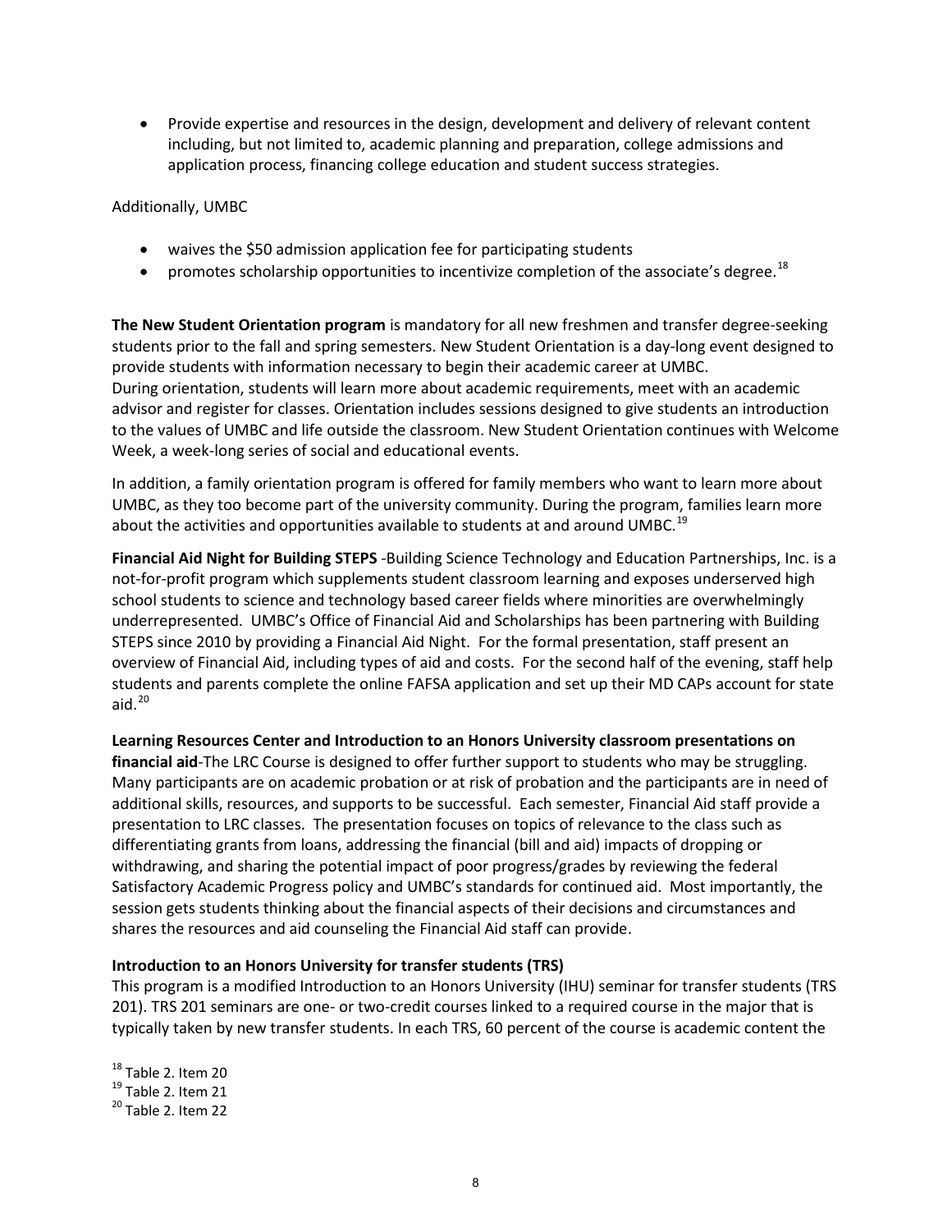- Provide expertise and resources in the design, development and delivery of relevant content including, but not limited to, academic planning and preparation, college admissions and application process, financing college education and student success strategies.

Additionally, UMBC

- waives the $50 admission application fee for participating students
- promotes scholarship opportunities to incentivize completion of the associate's degree.[18]

**The New Student Orientation program** is mandatory for all new freshmen and transfer degree-seeking students prior to the fall and spring semesters. New Student Orientation is a day-long event designed to provide students with information necessary to begin their academic career at UMBC. During orientation, students will learn more about academic requirements, meet with an academic advisor and register for classes. Orientation includes sessions designed to give students an introduction to the values of UMBC and life outside the classroom. New Student Orientation continues with Welcome Week, a week-long series of social and educational events.

In addition, a family orientation program is offered for family members who want to learn more about UMBC, as they too become part of the university community. During the program, families learn more about the activities and opportunities available to students at and around UMBC.[19]

**Financial Aid Night for Building STEPS** -Building Science Technology and Education Partnerships, Inc. is a not-for-profit program which supplements student classroom learning and exposes underserved high school students to science and technology based career fields where minorities are overwhelmingly underrepresented. UMBC's Office of Financial Aid and Scholarships has been partnering with Building STEPS since 2010 by providing a Financial Aid Night. For the formal presentation, staff present an overview of Financial Aid, including types of aid and costs. For the second half of the evening, staff help students and parents complete the online FAFSA application and set up their MD CAPs account for state aid.[20]

**Learning Resources Center and Introduction to an Honors University classroom presentations on financial aid**-The LRC Course is designed to offer further support to students who may be struggling. Many participants are on academic probation or at risk of probation and the participants are in need of additional skills, resources, and supports to be successful. Each semester, Financial Aid staff provide a presentation to LRC classes. The presentation focuses on topics of relevance to the class such as differentiating grants from loans, addressing the financial (bill and aid) impacts of dropping or withdrawing, and sharing the potential impact of poor progress/grades by reviewing the federal Satisfactory Academic Progress policy and UMBC's standards for continued aid. Most importantly, the session gets students thinking about the financial aspects of their decisions and circumstances and shares the resources and aid counseling the Financial Aid staff can provide.

**Introduction to an Honors University for transfer students (TRS)**
This program is a modified Introduction to an Honors University (IHU) seminar for transfer students (TRS 201). TRS 201 seminars are one- or two-credit courses linked to a required course in the major that is typically taken by new transfer students. In each TRS, 60 percent of the course is academic content the

[18] Table 2. Item 20
[19] Table 2. Item 21
[20] Table 2. Item 22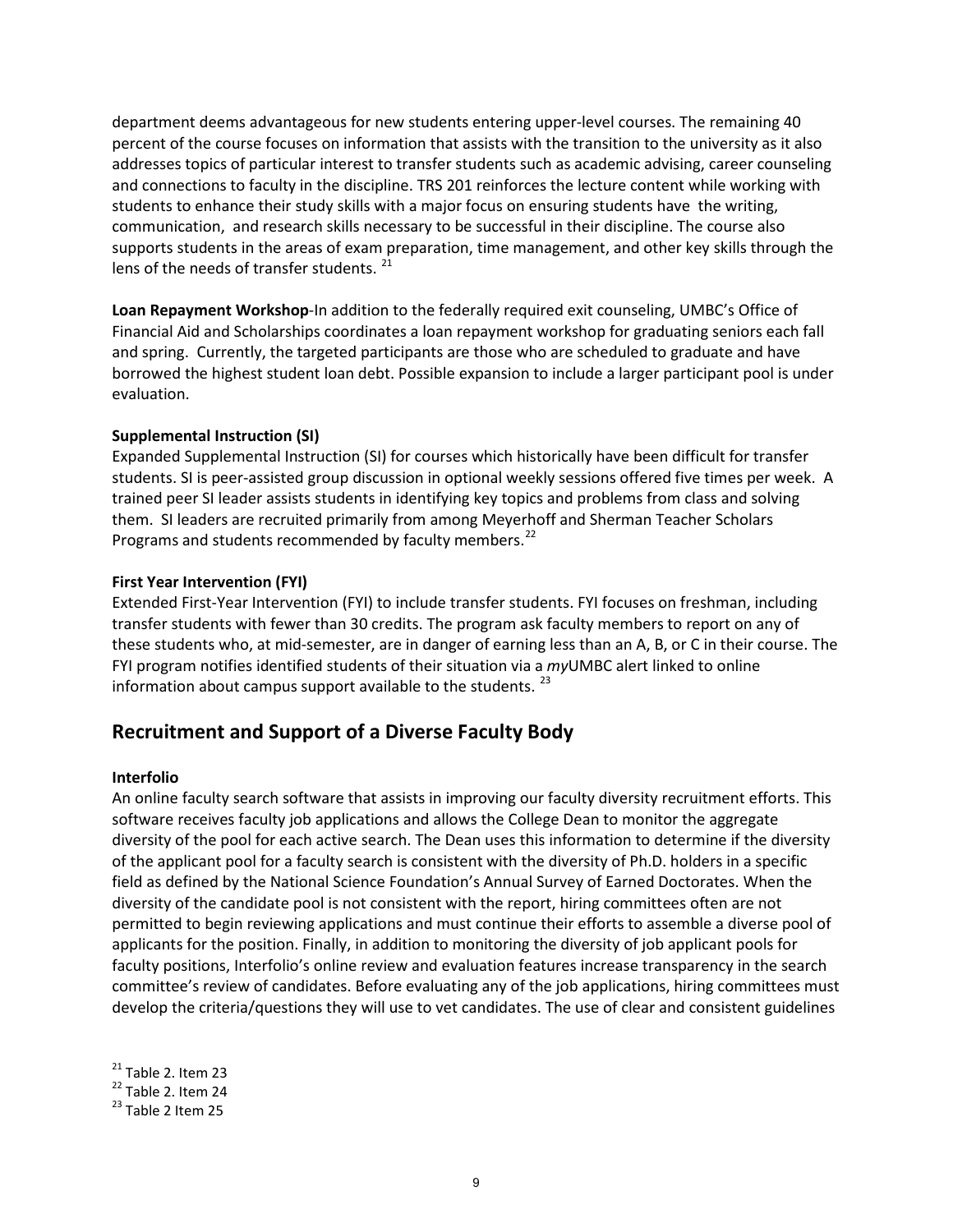department deems advantageous for new students entering upper-level courses. The remaining 40 percent of the course focuses on information that assists with the transition to the university as it also addresses topics of particular interest to transfer students such as academic advising, career counseling and connections to faculty in the discipline. TRS 201 reinforces the lecture content while working with students to enhance their study skills with a major focus on ensuring students have the writing, communication, and research skills necessary to be successful in their discipline. The course also supports students in the areas of exam preparation, time management, and other key skills through the lens of the needs of transfer students. [21]

**Loan Repayment Workshop**-In addition to the federally required exit counseling, UMBC's Office of Financial Aid and Scholarships coordinates a loan repayment workshop for graduating seniors each fall and spring. Currently, the targeted participants are those who are scheduled to graduate and have borrowed the highest student loan debt. Possible expansion to include a larger participant pool is under evaluation.

**Supplemental Instruction (SI)**

Expanded Supplemental Instruction (SI) for courses which historically have been difficult for transfer students. SI is peer-assisted group discussion in optional weekly sessions offered five times per week. A trained peer SI leader assists students in identifying key topics and problems from class and solving them. SI leaders are recruited primarily from among Meyerhoff and Sherman Teacher Scholars Programs and students recommended by faculty members.[22]

**First Year Intervention (FYI)**

Extended First-Year Intervention (FYI) to include transfer students. FYI focuses on freshman, including transfer students with fewer than 30 credits. The program ask faculty members to report on any of these students who, at mid-semester, are in danger of earning less than an A, B, or C in their course. The FYI program notifies identified students of their situation via a *my*UMBC alert linked to online information about campus support available to the students. [23]

## Recruitment and Support of a Diverse Faculty Body

**Interfolio**

An online faculty search software that assists in improving our faculty diversity recruitment efforts. This software receives faculty job applications and allows the College Dean to monitor the aggregate diversity of the pool for each active search. The Dean uses this information to determine if the diversity of the applicant pool for a faculty search is consistent with the diversity of Ph.D. holders in a specific field as defined by the National Science Foundation's Annual Survey of Earned Doctorates. When the diversity of the candidate pool is not consistent with the report, hiring committees often are not permitted to begin reviewing applications and must continue their efforts to assemble a diverse pool of applicants for the position. Finally, in addition to monitoring the diversity of job applicant pools for faculty positions, Interfolio's online review and evaluation features increase transparency in the search committee's review of candidates. Before evaluating any of the job applications, hiring committees must develop the criteria/questions they will use to vet candidates. The use of clear and consistent guidelines

[21] Table 2. Item 23
[22] Table 2. Item 24
[23] Table 2 Item 25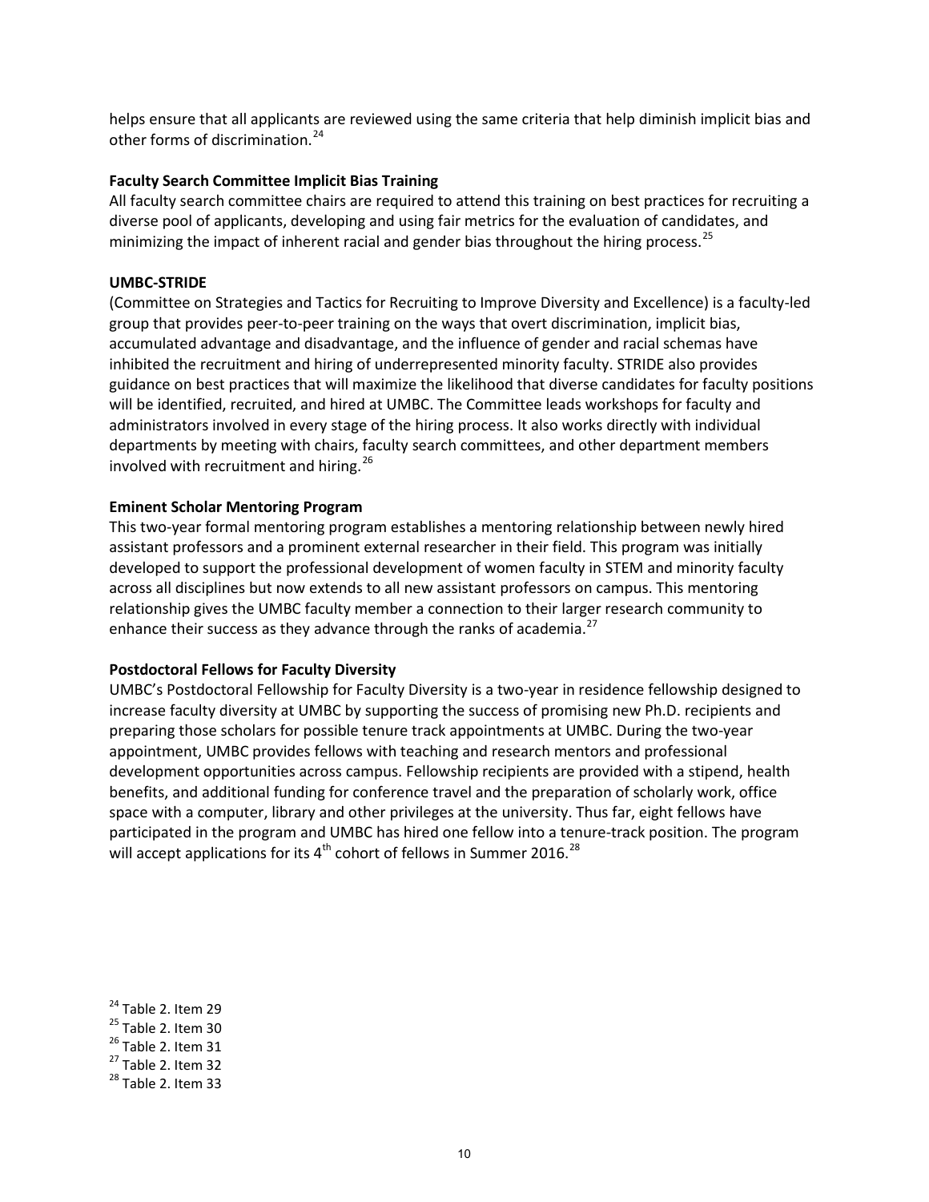helps ensure that all applicants are reviewed using the same criteria that help diminish implicit bias and other forms of discrimination.[24]

**Faculty Search Committee Implicit Bias Training**

All faculty search committee chairs are required to attend this training on best practices for recruiting a diverse pool of applicants, developing and using fair metrics for the evaluation of candidates, and minimizing the impact of inherent racial and gender bias throughout the hiring process.[25]

**UMBC-STRIDE**

(Committee on Strategies and Tactics for Recruiting to Improve Diversity and Excellence) is a faculty-led group that provides peer-to-peer training on the ways that overt discrimination, implicit bias, accumulated advantage and disadvantage, and the influence of gender and racial schemas have inhibited the recruitment and hiring of underrepresented minority faculty. STRIDE also provides guidance on best practices that will maximize the likelihood that diverse candidates for faculty positions will be identified, recruited, and hired at UMBC. The Committee leads workshops for faculty and administrators involved in every stage of the hiring process. It also works directly with individual departments by meeting with chairs, faculty search committees, and other department members involved with recruitment and hiring.[26]

**Eminent Scholar Mentoring Program**

This two-year formal mentoring program establishes a mentoring relationship between newly hired assistant professors and a prominent external researcher in their field. This program was initially developed to support the professional development of women faculty in STEM and minority faculty across all disciplines but now extends to all new assistant professors on campus. This mentoring relationship gives the UMBC faculty member a connection to their larger research community to enhance their success as they advance through the ranks of academia.[27]

**Postdoctoral Fellows for Faculty Diversity**

UMBC's Postdoctoral Fellowship for Faculty Diversity is a two-year in residence fellowship designed to increase faculty diversity at UMBC by supporting the success of promising new Ph.D. recipients and preparing those scholars for possible tenure track appointments at UMBC. During the two-year appointment, UMBC provides fellows with teaching and research mentors and professional development opportunities across campus. Fellowship recipients are provided with a stipend, health benefits, and additional funding for conference travel and the preparation of scholarly work, office space with a computer, library and other privileges at the university. Thus far, eight fellows have participated in the program and UMBC has hired one fellow into a tenure-track position. The program will accept applications for its 4th cohort of fellows in Summer 2016.[28]

[24] Table 2. Item 29
[25] Table 2. Item 30
[26] Table 2. Item 31
[27] Table 2. Item 32
[28] Table 2. Item 33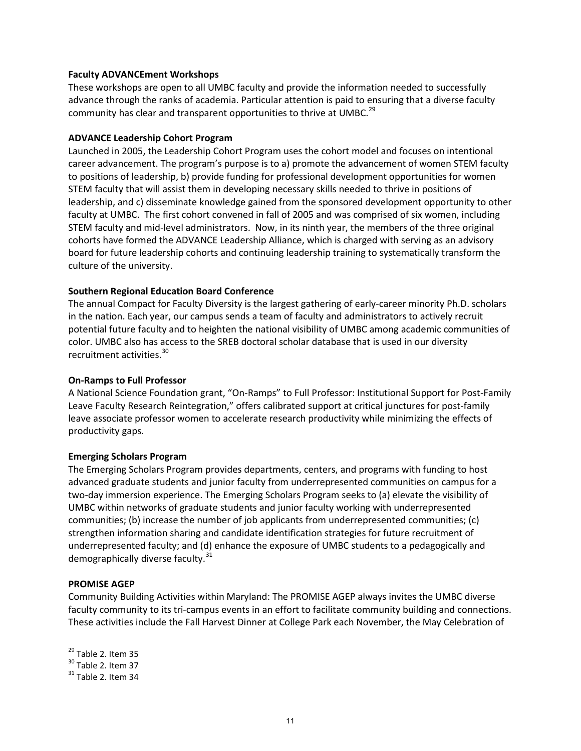**Faculty ADVANCEment Workshops**

These workshops are open to all UMBC faculty and provide the information needed to successfully advance through the ranks of academia. Particular attention is paid to ensuring that a diverse faculty community has clear and transparent opportunities to thrive at UMBC.[29]

**ADVANCE Leadership Cohort Program**

Launched in 2005, the Leadership Cohort Program uses the cohort model and focuses on intentional career advancement. The program's purpose is to a) promote the advancement of women STEM faculty to positions of leadership, b) provide funding for professional development opportunities for women STEM faculty that will assist them in developing necessary skills needed to thrive in positions of leadership, and c) disseminate knowledge gained from the sponsored development opportunity to other faculty at UMBC. The first cohort convened in fall of 2005 and was comprised of six women, including STEM faculty and mid-level administrators. Now, in its ninth year, the members of the three original cohorts have formed the ADVANCE Leadership Alliance, which is charged with serving as an advisory board for future leadership cohorts and continuing leadership training to systematically transform the culture of the university.

**Southern Regional Education Board Conference**

The annual Compact for Faculty Diversity is the largest gathering of early-career minority Ph.D. scholars in the nation. Each year, our campus sends a team of faculty and administrators to actively recruit potential future faculty and to heighten the national visibility of UMBC among academic communities of color. UMBC also has access to the SREB doctoral scholar database that is used in our diversity recruitment activities.[30]

**On-Ramps to Full Professor**

A National Science Foundation grant, "On-Ramps" to Full Professor: Institutional Support for Post-Family Leave Faculty Research Reintegration," offers calibrated support at critical junctures for post-family leave associate professor women to accelerate research productivity while minimizing the effects of productivity gaps.

**Emerging Scholars Program**

The Emerging Scholars Program provides departments, centers, and programs with funding to host advanced graduate students and junior faculty from underrepresented communities on campus for a two-day immersion experience. The Emerging Scholars Program seeks to (a) elevate the visibility of UMBC within networks of graduate students and junior faculty working with underrepresented communities; (b) increase the number of job applicants from underrepresented communities; (c) strengthen information sharing and candidate identification strategies for future recruitment of underrepresented faculty; and (d) enhance the exposure of UMBC students to a pedagogically and demographically diverse faculty.[31]

**PROMISE AGEP**

Community Building Activities within Maryland: The PROMISE AGEP always invites the UMBC diverse faculty community to its tri-campus events in an effort to facilitate community building and connections. These activities include the Fall Harvest Dinner at College Park each November, the May Celebration of

[29] Table 2. Item 35
[30] Table 2. Item 37
[31] Table 2. Item 34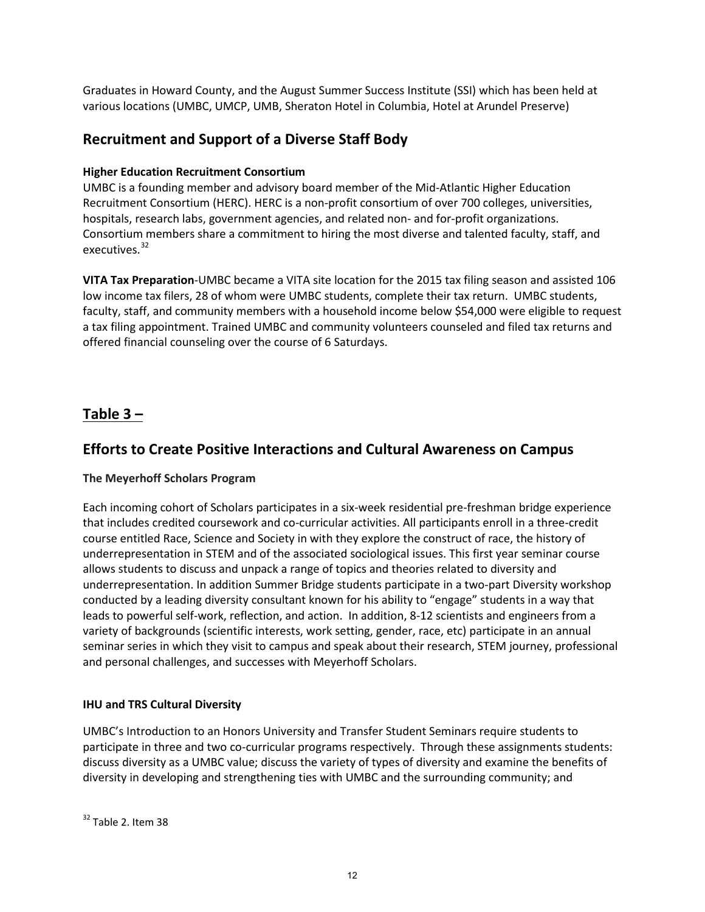Graduates in Howard County, and the August Summer Success Institute (SSI) which has been held at various locations (UMBC, UMCP, UMB, Sheraton Hotel in Columbia, Hotel at Arundel Preserve)

## Recruitment and Support of a Diverse Staff Body

**Higher Education Recruitment Consortium**

UMBC is a founding member and advisory board member of the Mid-Atlantic Higher Education Recruitment Consortium (HERC). HERC is a non-profit consortium of over 700 colleges, universities, hospitals, research labs, government agencies, and related non- and for-profit organizations. Consortium members share a commitment to hiring the most diverse and talented faculty, staff, and executives.[32]

**VITA Tax Preparation**-UMBC became a VITA site location for the 2015 tax filing season and assisted 106 low income tax filers, 28 of whom were UMBC students, complete their tax return. UMBC students, faculty, staff, and community members with a household income below $54,000 were eligible to request a tax filing appointment. Trained UMBC and community volunteers counseled and filed tax returns and offered financial counseling over the course of 6 Saturdays.

## Table 3 –

## Efforts to Create Positive Interactions and Cultural Awareness on Campus

**The Meyerhoff Scholars Program**

Each incoming cohort of Scholars participates in a six-week residential pre-freshman bridge experience that includes credited coursework and co-curricular activities. All participants enroll in a three-credit course entitled Race, Science and Society in with they explore the construct of race, the history of underrepresentation in STEM and of the associated sociological issues. This first year seminar course allows students to discuss and unpack a range of topics and theories related to diversity and underrepresentation. In addition Summer Bridge students participate in a two-part Diversity workshop conducted by a leading diversity consultant known for his ability to "engage" students in a way that leads to powerful self-work, reflection, and action. In addition, 8-12 scientists and engineers from a variety of backgrounds (scientific interests, work setting, gender, race, etc) participate in an annual seminar series in which they visit to campus and speak about their research, STEM journey, professional and personal challenges, and successes with Meyerhoff Scholars.

**IHU and TRS Cultural Diversity**

UMBC's Introduction to an Honors University and Transfer Student Seminars require students to participate in three and two co-curricular programs respectively. Through these assignments students: discuss diversity as a UMBC value; discuss the variety of types of diversity and examine the benefits of diversity in developing and strengthening ties with UMBC and the surrounding community; and

[32] Table 2. Item 38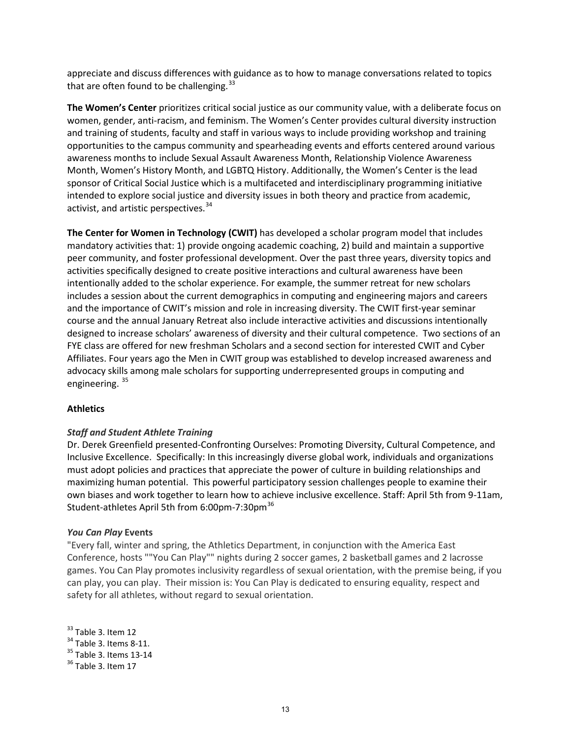appreciate and discuss differences with guidance as to how to manage conversations related to topics that are often found to be challenging.[33]

**The Women's Center** prioritizes critical social justice as our community value, with a deliberate focus on women, gender, anti-racism, and feminism. The Women's Center provides cultural diversity instruction and training of students, faculty and staff in various ways to include providing workshop and training opportunities to the campus community and spearheading events and efforts centered around various awareness months to include Sexual Assault Awareness Month, Relationship Violence Awareness Month, Women's History Month, and LGBTQ History. Additionally, the Women's Center is the lead sponsor of Critical Social Justice which is a multifaceted and interdisciplinary programming initiative intended to explore social justice and diversity issues in both theory and practice from academic, activist, and artistic perspectives.[34]

**The Center for Women in Technology (CWIT)** has developed a scholar program model that includes mandatory activities that: 1) provide ongoing academic coaching, 2) build and maintain a supportive peer community, and foster professional development. Over the past three years, diversity topics and activities specifically designed to create positive interactions and cultural awareness have been intentionally added to the scholar experience. For example, the summer retreat for new scholars includes a session about the current demographics in computing and engineering majors and careers and the importance of CWIT's mission and role in increasing diversity. The CWIT first-year seminar course and the annual January Retreat also include interactive activities and discussions intentionally designed to increase scholars' awareness of diversity and their cultural competence. Two sections of an FYE class are offered for new freshman Scholars and a second section for interested CWIT and Cyber Affiliates. Four years ago the Men in CWIT group was established to develop increased awareness and advocacy skills among male scholars for supporting underrepresented groups in computing and engineering. [35]

**Athletics**

***Staff and Student Athlete Training***

Dr. Derek Greenfield presented-Confronting Ourselves: Promoting Diversity, Cultural Competence, and Inclusive Excellence. Specifically: In this increasingly diverse global work, individuals and organizations must adopt policies and practices that appreciate the power of culture in building relationships and maximizing human potential. This powerful participatory session challenges people to examine their own biases and work together to learn how to achieve inclusive excellence. Staff: April 5th from 9-11am, Student-athletes April 5th from 6:00pm-7:30pm[36]

***You Can Play* Events**

"Every fall, winter and spring, the Athletics Department, in conjunction with the America East Conference, hosts ""You Can Play"" nights during 2 soccer games, 2 basketball games and 2 lacrosse games. You Can Play promotes inclusivity regardless of sexual orientation, with the premise being, if you can play, you can play. Their mission is: You Can Play is dedicated to ensuring equality, respect and safety for all athletes, without regard to sexual orientation.

[33] Table 3. Item 12
[34] Table 3. Items 8-11.
[35] Table 3. Items 13-14
[36] Table 3. Item 17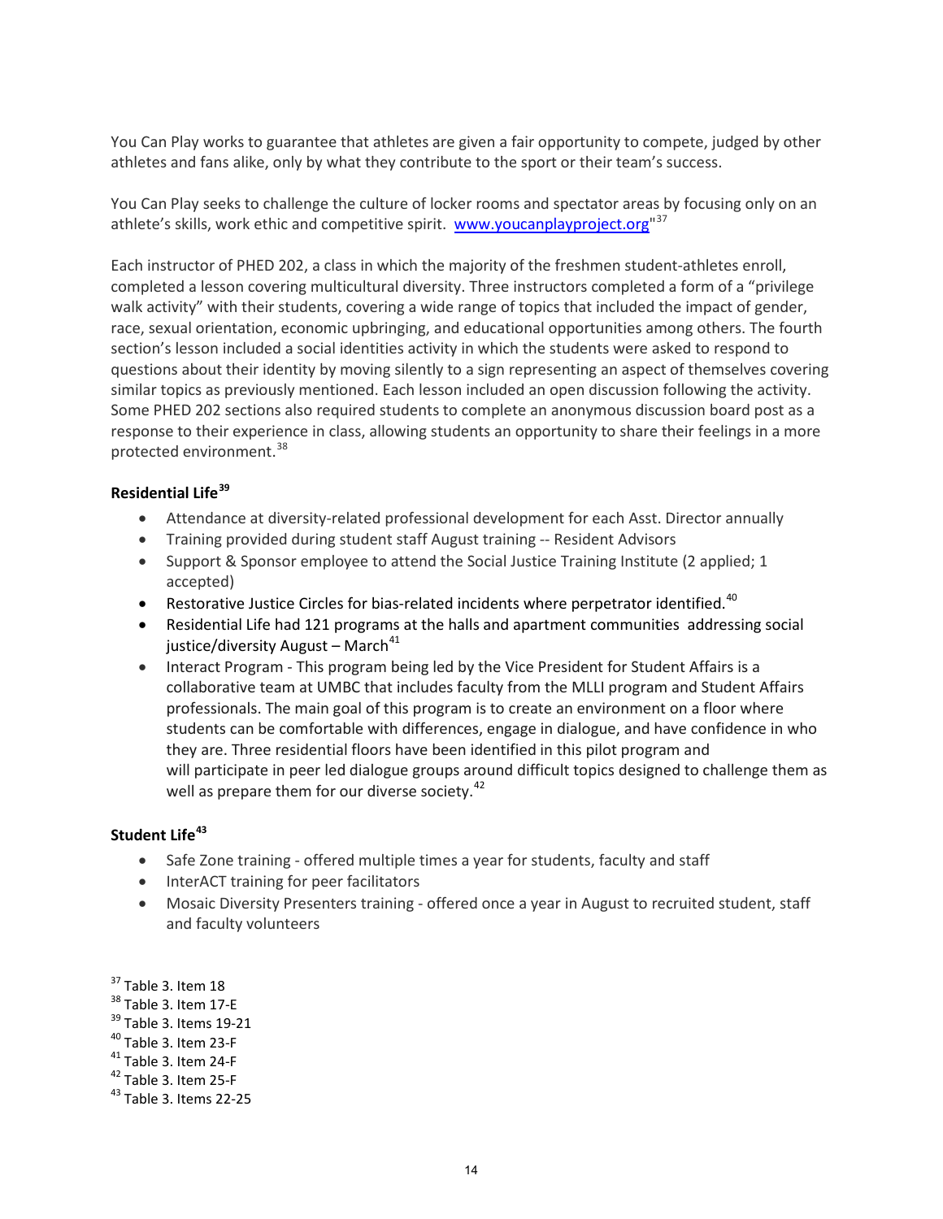You Can Play works to guarantee that athletes are given a fair opportunity to compete, judged by other athletes and fans alike, only by what they contribute to the sport or their team's success.

You Can Play seeks to challenge the culture of locker rooms and spectator areas by focusing only on an athlete's skills, work ethic and competitive spirit. www.youcanplayproject.org"[37]

Each instructor of PHED 202, a class in which the majority of the freshmen student-athletes enroll, completed a lesson covering multicultural diversity. Three instructors completed a form of a "privilege walk activity" with their students, covering a wide range of topics that included the impact of gender, race, sexual orientation, economic upbringing, and educational opportunities among others. The fourth section's lesson included a social identities activity in which the students were asked to respond to questions about their identity by moving silently to a sign representing an aspect of themselves covering similar topics as previously mentioned. Each lesson included an open discussion following the activity. Some PHED 202 sections also required students to complete an anonymous discussion board post as a response to their experience in class, allowing students an opportunity to share their feelings in a more protected environment.[38]

**Residential Life[39]**

- Attendance at diversity-related professional development for each Asst. Director annually
- Training provided during student staff August training -- Resident Advisors
- Support & Sponsor employee to attend the Social Justice Training Institute (2 applied; 1 accepted)
- Restorative Justice Circles for bias-related incidents where perpetrator identified.[40]
- Residential Life had 121 programs at the halls and apartment communities addressing social justice/diversity August – March[41]
- Interact Program - This program being led by the Vice President for Student Affairs is a collaborative team at UMBC that includes faculty from the MLLI program and Student Affairs professionals. The main goal of this program is to create an environment on a floor where students can be comfortable with differences, engage in dialogue, and have confidence in who they are. Three residential floors have been identified in this pilot program and will participate in peer led dialogue groups around difficult topics designed to challenge them as well as prepare them for our diverse society.[42]

**Student Life[43]**

- Safe Zone training - offered multiple times a year for students, faculty and staff
- InterACT training for peer facilitators
- Mosaic Diversity Presenters training - offered once a year in August to recruited student, staff and faculty volunteers

[37] Table 3. Item 18
[38] Table 3. Item 17-E
[39] Table 3. Items 19-21
[40] Table 3. Item 23-F
[41] Table 3. Item 24-F
[42] Table 3. Item 25-F
[43] Table 3. Items 22-25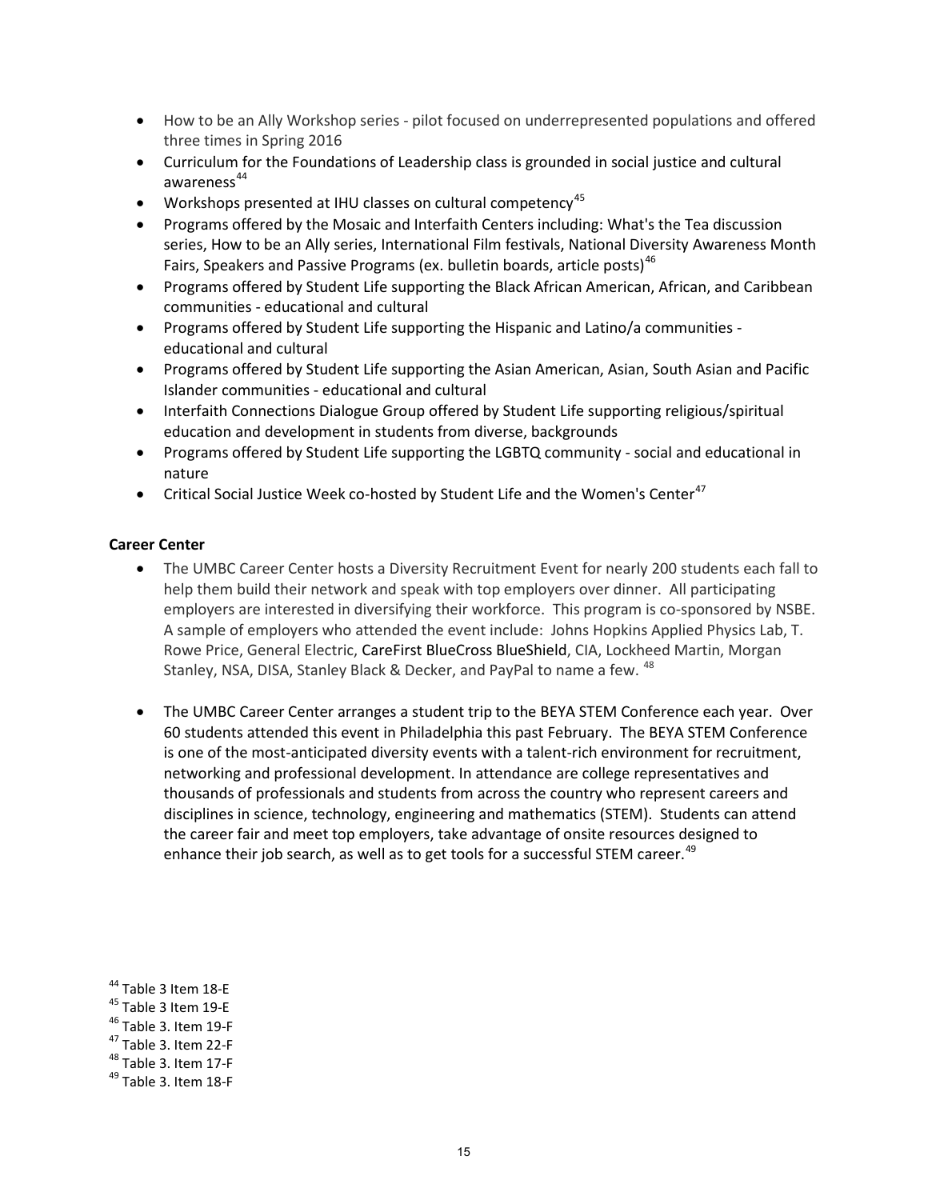- How to be an Ally Workshop series - pilot focused on underrepresented populations and offered three times in Spring 2016
- Curriculum for the Foundations of Leadership class is grounded in social justice and cultural awareness[44]
- Workshops presented at IHU classes on cultural competency[45]
- Programs offered by the Mosaic and Interfaith Centers including: What's the Tea discussion series, How to be an Ally series, International Film festivals, National Diversity Awareness Month Fairs, Speakers and Passive Programs (ex. bulletin boards, article posts)[46]
- Programs offered by Student Life supporting the Black African American, African, and Caribbean communities - educational and cultural
- Programs offered by Student Life supporting the Hispanic and Latino/a communities - educational and cultural
- Programs offered by Student Life supporting the Asian American, Asian, South Asian and Pacific Islander communities - educational and cultural
- Interfaith Connections Dialogue Group offered by Student Life supporting religious/spiritual education and development in students from diverse, backgrounds
- Programs offered by Student Life supporting the LGBTQ community - social and educational in nature
- Critical Social Justice Week co-hosted by Student Life and the Women's Center[47]

**Career Center**

- The UMBC Career Center hosts a Diversity Recruitment Event for nearly 200 students each fall to help them build their network and speak with top employers over dinner. All participating employers are interested in diversifying their workforce. This program is co-sponsored by NSBE. A sample of employers who attended the event include: Johns Hopkins Applied Physics Lab, T. Rowe Price, General Electric, CareFirst BlueCross BlueShield, CIA, Lockheed Martin, Morgan Stanley, NSA, DISA, Stanley Black & Decker, and PayPal to name a few. [48]

- The UMBC Career Center arranges a student trip to the BEYA STEM Conference each year. Over 60 students attended this event in Philadelphia this past February. The BEYA STEM Conference is one of the most-anticipated diversity events with a talent-rich environment for recruitment, networking and professional development. In attendance are college representatives and thousands of professionals and students from across the country who represent careers and disciplines in science, technology, engineering and mathematics (STEM). Students can attend the career fair and meet top employers, take advantage of onsite resources designed to enhance their job search, as well as to get tools for a successful STEM career.[49]

[44] Table 3 Item 18-E
[45] Table 3 Item 19-E
[46] Table 3. Item 19-F
[47] Table 3. Item 22-F
[48] Table 3. Item 17-F
[49] Table 3. Item 18-F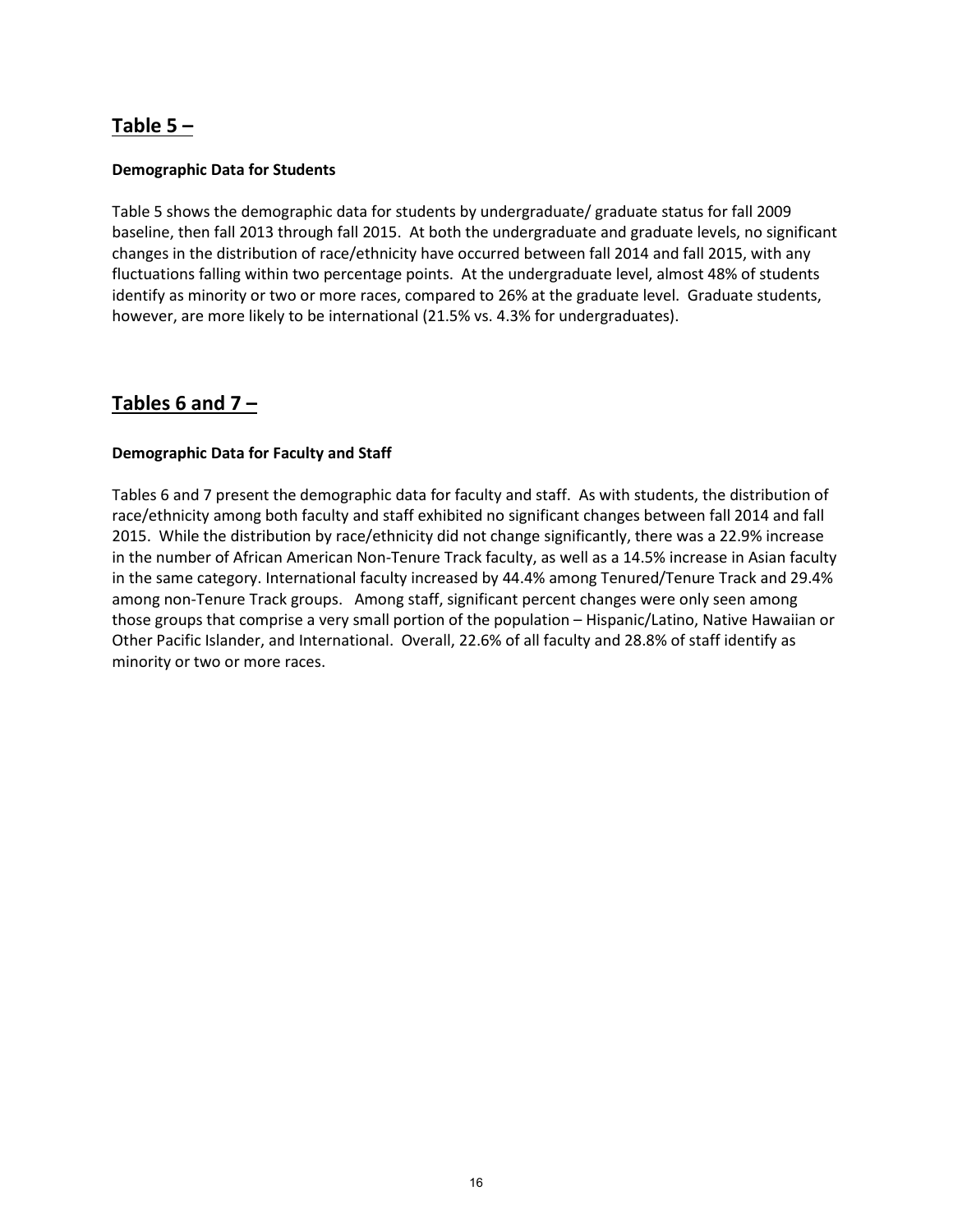## Table 5 –

**Demographic Data for Students**

Table 5 shows the demographic data for students by undergraduate/ graduate status for fall 2009 baseline, then fall 2013 through fall 2015. At both the undergraduate and graduate levels, no significant changes in the distribution of race/ethnicity have occurred between fall 2014 and fall 2015, with any fluctuations falling within two percentage points. At the undergraduate level, almost 48% of students identify as minority or two or more races, compared to 26% at the graduate level. Graduate students, however, are more likely to be international (21.5% vs. 4.3% for undergraduates).

## Tables 6 and 7 –

**Demographic Data for Faculty and Staff**

Tables 6 and 7 present the demographic data for faculty and staff. As with students, the distribution of race/ethnicity among both faculty and staff exhibited no significant changes between fall 2014 and fall 2015. While the distribution by race/ethnicity did not change significantly, there was a 22.9% increase in the number of African American Non-Tenure Track faculty, as well as a 14.5% increase in Asian faculty in the same category. International faculty increased by 44.4% among Tenured/Tenure Track and 29.4% among non-Tenure Track groups. Among staff, significant percent changes were only seen among those groups that comprise a very small portion of the population – Hispanic/Latino, Native Hawaiian or Other Pacific Islander, and International. Overall, 22.6% of all faculty and 28.8% of staff identify as minority or two or more races.